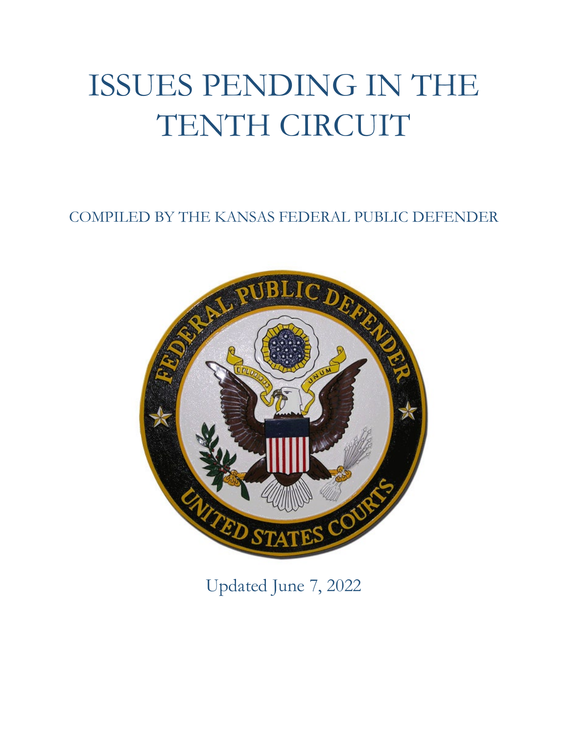# ISSUES PENDING IN THE TENTH CIRCUIT

COMPILED BY THE KANSAS FEDERAL PUBLIC DEFENDER

Updated June 7, 2022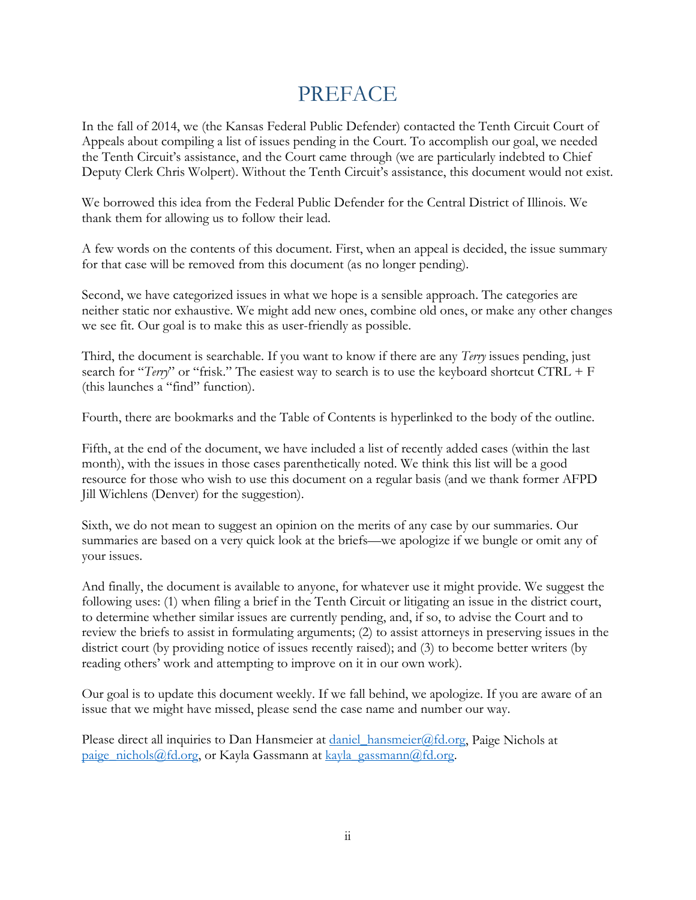# PREFACE

In the fall of 2014, we (the Kansas Federal Public Defender) contacted the Tenth Circuit Court of Appeals about compiling a list of issues pending in the Court. To accomplish our goal, we needed the Tenth Circuit's assistance, and the Court came through (we are particularly indebted to Chief Deputy Clerk Chris Wolpert). Without the Tenth Circuit's assistance, this document would not exist.

We borrowed this idea from the Federal Public Defender for the Central District of Illinois. We thank them for allowing us to follow their lead.

A few words on the contents of this document. First, when an appeal is decided, the issue summary for that case will be removed from this document (as no longer pending).

Second, we have categorized issues in what we hope is a sensible approach. The categories are neither static nor exhaustive. We might add new ones, combine old ones, or make any other changes we see fit. Our goal is to make this as user-friendly as possible.

Third, the document is searchable. If you want to know if there are any *Terry* issues pending, just search for "*Terry*" or "frisk." The easiest way to search is to use the keyboard shortcut CTRL + F (this launches a "find" function).

Fourth, there are bookmarks and the Table of Contents is hyperlinked to the body of the outline.

Fifth, at the end of the document, we have included a list of recently added cases (within the last month), with the issues in those cases parenthetically noted. We think this list will be a good resource for those who wish to use this document on a regular basis (and we thank former AFPD Jill Wichlens (Denver) for the suggestion).

Sixth, we do not mean to suggest an opinion on the merits of any case by our summaries. Our summaries are based on a very quick look at the briefs—we apologize if we bungle or omit any of your issues.

And finally, the document is available to anyone, for whatever use it might provide. We suggest the following uses: (1) when filing a brief in the Tenth Circuit or litigating an issue in the district court, to determine whether similar issues are currently pending, and, if so, to advise the Court and to review the briefs to assist in formulating arguments; (2) to assist attorneys in preserving issues in the district court (by providing notice of issues recently raised); and (3) to become better writers (by reading others' work and attempting to improve on it in our own work).

Our goal is to update this document weekly. If we fall behind, we apologize. If you are aware of an issue that we might have missed, please send the case name and number our way.

Please direct all inquiries to Dan Hansmeier at daniel_hansmeier@fd.org, Paige Nichols at paige_nichols@fd.org, or Kayla Gassmann at kayla_gassmann@fd.org.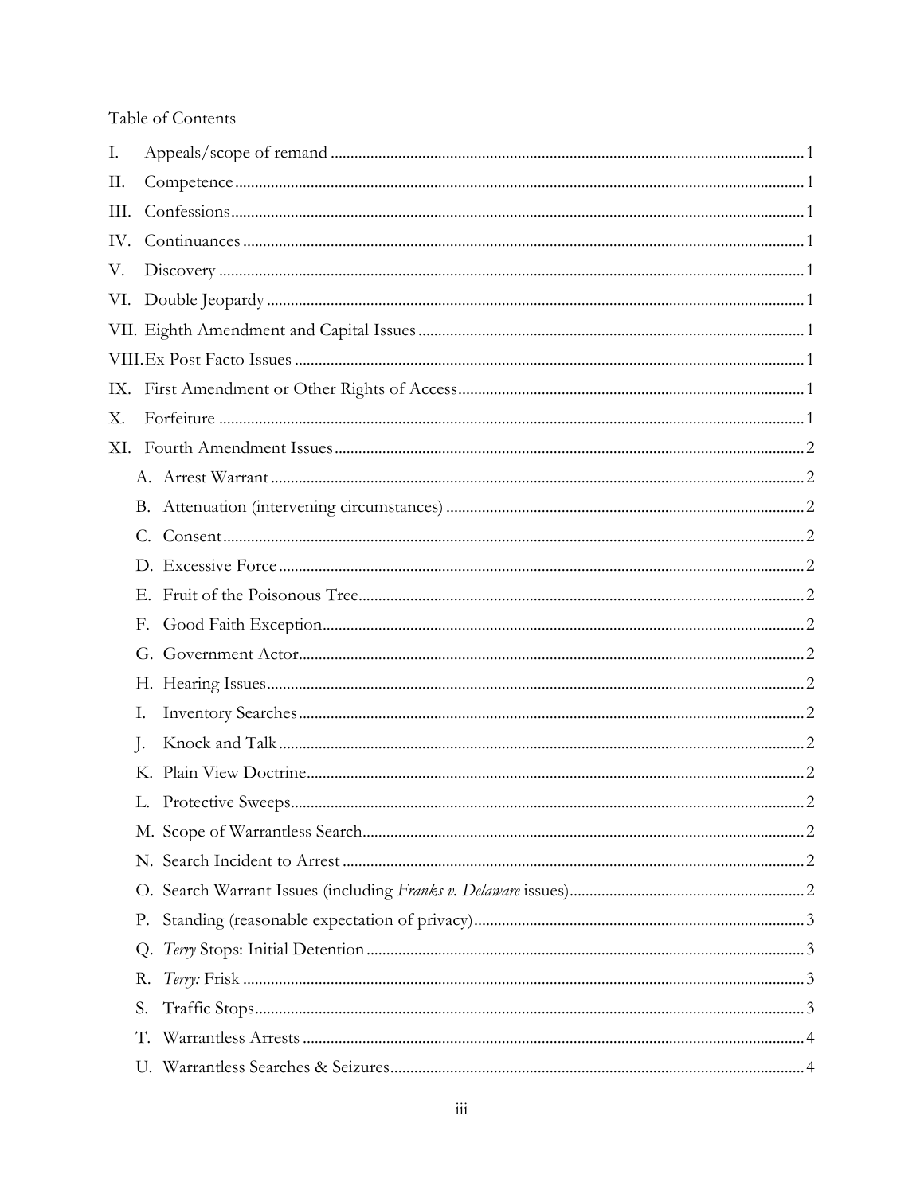Table of Contents

I. Appeals/scope of remand ..... 1

II. Competence ..... 1

III. Confessions ..... 1

IV. Continuances ..... 1

V. Discovery ..... 1

VI. Double Jeopardy ..... 1

VII. Eighth Amendment and Capital Issues ..... 1

VIII. Ex Post Facto Issues ..... 1

IX. First Amendment or Other Rights of Access ..... 1

X. Forfeiture ..... 1

XI. Fourth Amendment Issues ..... 2

- A. Arrest Warrant ..... 2
- B. Attenuation (intervening circumstances) ..... 2
- C. Consent ..... 2
- D. Excessive Force ..... 2
- E. Fruit of the Poisonous Tree ..... 2
- F. Good Faith Exception ..... 2
- G. Government Actor ..... 2
- H. Hearing Issues ..... 2
- I. Inventory Searches ..... 2
- J. Knock and Talk ..... 2
- K. Plain View Doctrine ..... 2
- L. Protective Sweeps ..... 2
- M. Scope of Warrantless Search ..... 2
- N. Search Incident to Arrest ..... 2
- O. Search Warrant Issues (including *Franks v. Delaware* issues) ..... 2
- P. Standing (reasonable expectation of privacy) ..... 3
- Q. *Terry* Stops: Initial Detention ..... 3
- R. *Terry:* Frisk ..... 3
- S. Traffic Stops ..... 3
- T. Warrantless Arrests ..... 4
- U. Warrantless Searches & Seizures ..... 4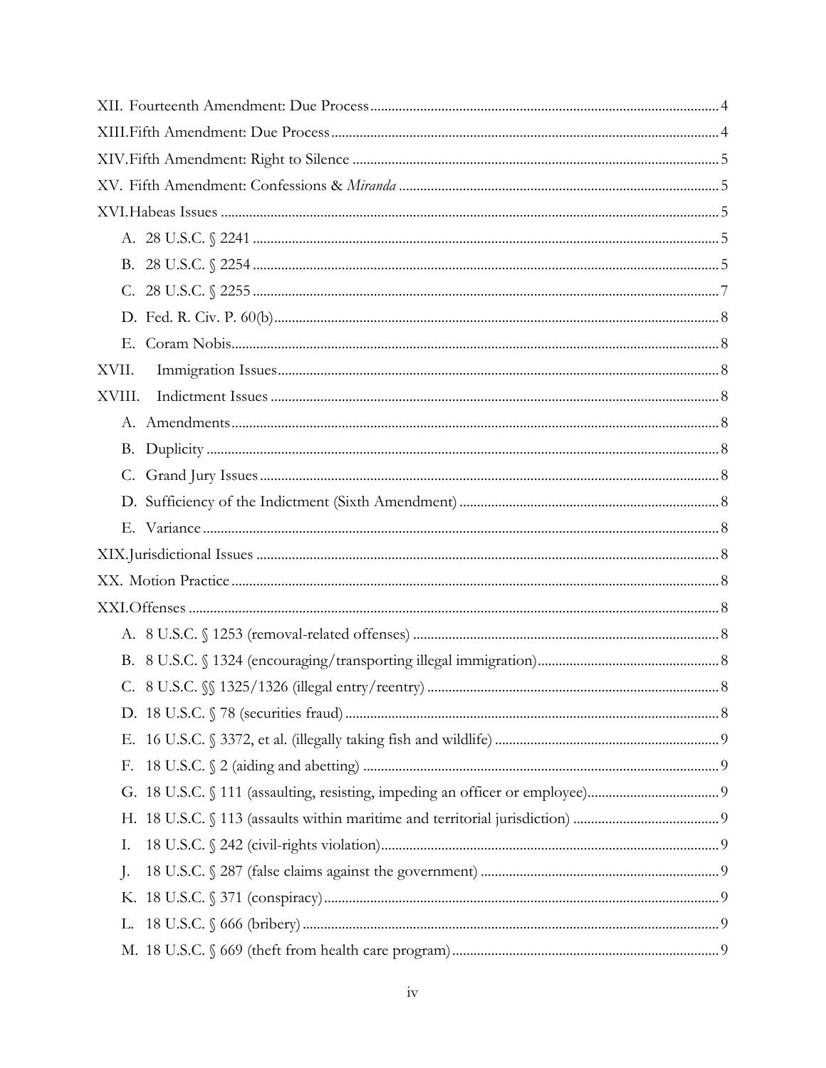XII. Fourteenth Amendment: Due Process ........ 4

XIII. Fifth Amendment: Due Process ........ 4

XIV. Fifth Amendment: Right to Silence ........ 5

XV. Fifth Amendment: Confessions & *Miranda* ........ 5

XVI. Habeas Issues ........ 5

- A. 28 U.S.C. § 2241 ........ 5
- B. 28 U.S.C. § 2254 ........ 5
- C. 28 U.S.C. § 2255 ........ 7
- D. Fed. R. Civ. P. 60(b) ........ 8
- E. Coram Nobis ........ 8

XVII. Immigration Issues ........ 8

XVIII. Indictment Issues ........ 8

- A. Amendments ........ 8
- B. Duplicity ........ 8
- C. Grand Jury Issues ........ 8
- D. Sufficiency of the Indictment (Sixth Amendment) ........ 8
- E. Variance ........ 8

XIX. Jurisdictional Issues ........ 8

XX. Motion Practice ........ 8

XXI. Offenses ........ 8

- A. 8 U.S.C. § 1253 (removal-related offenses) ........ 8
- B. 8 U.S.C. § 1324 (encouraging/transporting illegal immigration) ........ 8
- C. 8 U.S.C. §§ 1325/1326 (illegal entry/reentry) ........ 8
- D. 18 U.S.C. § 78 (securities fraud) ........ 8
- E. 16 U.S.C. § 3372, et al. (illegally taking fish and wildlife) ........ 9
- F. 18 U.S.C. § 2 (aiding and abetting) ........ 9
- G. 18 U.S.C. § 111 (assaulting, resisting, impeding an officer or employee) ........ 9
- H. 18 U.S.C. § 113 (assaults within maritime and territorial jurisdiction) ........ 9
- I. 18 U.S.C. § 242 (civil-rights violation) ........ 9
- J. 18 U.S.C. § 287 (false claims against the government) ........ 9
- K. 18 U.S.C. § 371 (conspiracy) ........ 9
- L. 18 U.S.C. § 666 (bribery) ........ 9
- M. 18 U.S.C. § 669 (theft from health care program) ........ 9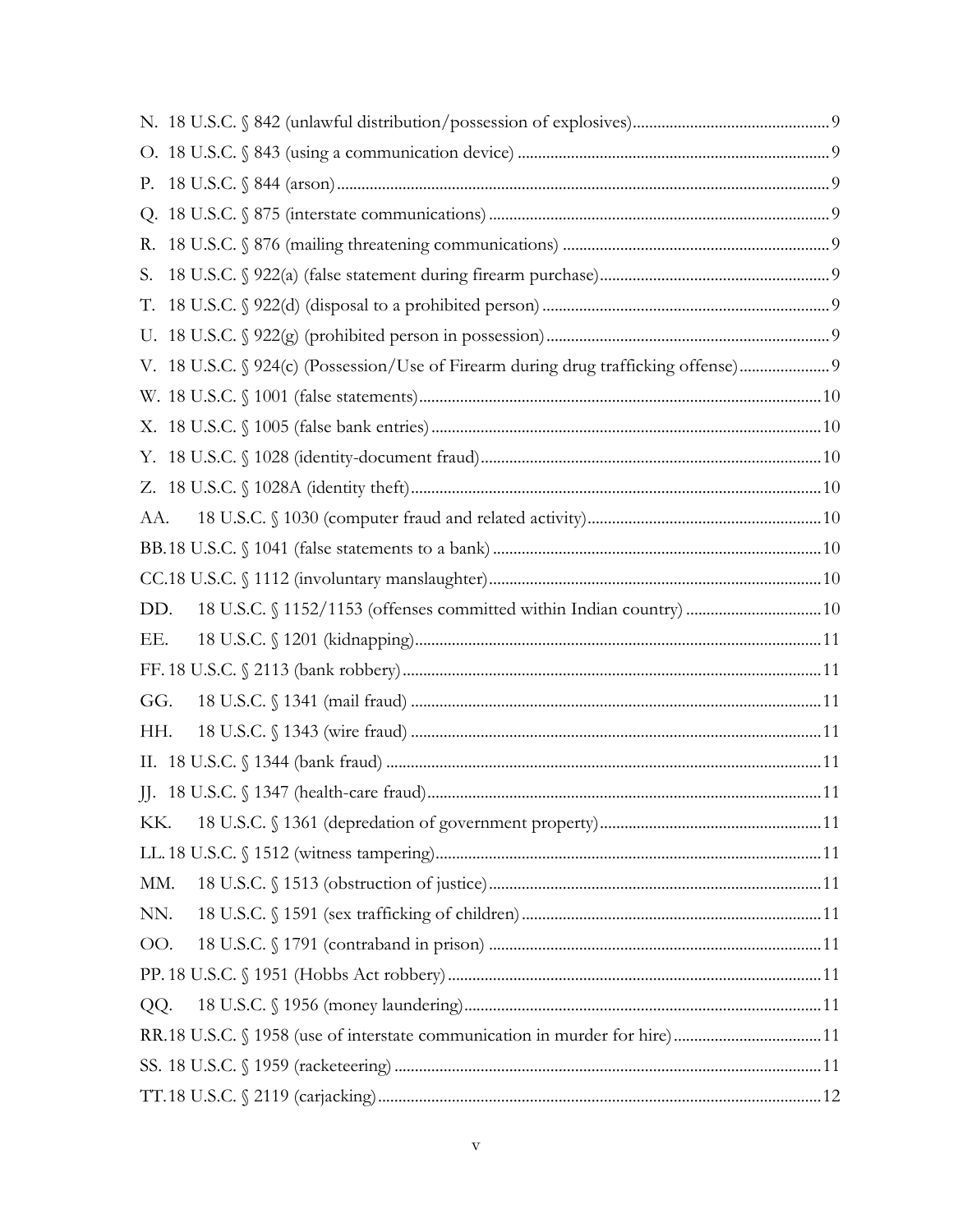N. 18 U.S.C. § 842 (unlawful distribution/possession of explosives) ... 9

O. 18 U.S.C. § 843 (using a communication device) ... 9

P. 18 U.S.C. § 844 (arson) ... 9

Q. 18 U.S.C. § 875 (interstate communications) ... 9

R. 18 U.S.C. § 876 (mailing threatening communications) ... 9

S. 18 U.S.C. § 922(a) (false statement during firearm purchase) ... 9

T. 18 U.S.C. § 922(d) (disposal to a prohibited person) ... 9

U. 18 U.S.C. § 922(g) (prohibited person in possession) ... 9

V. 18 U.S.C. § 924(c) (Possession/Use of Firearm during drug trafficking offense) ... 9

W. 18 U.S.C. § 1001 (false statements) ... 10

X. 18 U.S.C. § 1005 (false bank entries) ... 10

Y. 18 U.S.C. § 1028 (identity-document fraud) ... 10

Z. 18 U.S.C. § 1028A (identity theft) ... 10

AA. 18 U.S.C. § 1030 (computer fraud and related activity) ... 10

BB. 18 U.S.C. § 1041 (false statements to a bank) ... 10

CC. 18 U.S.C. § 1112 (involuntary manslaughter) ... 10

DD. 18 U.S.C. § 1152/1153 (offenses committed within Indian country) ... 10

EE. 18 U.S.C. § 1201 (kidnapping) ... 11

FF. 18 U.S.C. § 2113 (bank robbery) ... 11

GG. 18 U.S.C. § 1341 (mail fraud) ... 11

HH. 18 U.S.C. § 1343 (wire fraud) ... 11

II. 18 U.S.C. § 1344 (bank fraud) ... 11

JJ. 18 U.S.C. § 1347 (health-care fraud) ... 11

KK. 18 U.S.C. § 1361 (depredation of government property) ... 11

LL. 18 U.S.C. § 1512 (witness tampering) ... 11

MM. 18 U.S.C. § 1513 (obstruction of justice) ... 11

NN. 18 U.S.C. § 1591 (sex trafficking of children) ... 11

OO. 18 U.S.C. § 1791 (contraband in prison) ... 11

PP. 18 U.S.C. § 1951 (Hobbs Act robbery) ... 11

QQ. 18 U.S.C. § 1956 (money laundering) ... 11

RR. 18 U.S.C. § 1958 (use of interstate communication in murder for hire) ... 11

SS. 18 U.S.C. § 1959 (racketeering) ... 11

TT. 18 U.S.C. § 2119 (carjacking) ... 12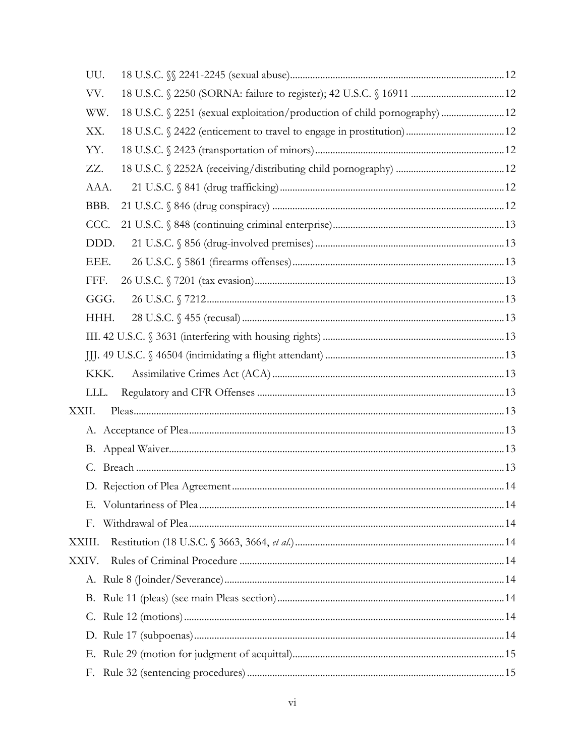UU. 18 U.S.C. §§ 2241-2245 (sexual abuse) ..... 12

VV. 18 U.S.C. § 2250 (SORNA: failure to register); 42 U.S.C. § 16911 ..... 12

WW. 18 U.S.C. § 2251 (sexual exploitation/production of child pornography) ..... 12

XX. 18 U.S.C. § 2422 (enticement to travel to engage in prostitution) ..... 12

YY. 18 U.S.C. § 2423 (transportation of minors) ..... 12

ZZ. 18 U.S.C. § 2252A (receiving/distributing child pornography) ..... 12

AAA. 21 U.S.C. § 841 (drug trafficking) ..... 12

BBB. 21 U.S.C. § 846 (drug conspiracy) ..... 12

CCC. 21 U.S.C. § 848 (continuing criminal enterprise) ..... 13

DDD. 21 U.S.C. § 856 (drug-involved premises) ..... 13

EEE. 26 U.S.C. § 5861 (firearms offenses) ..... 13

FFF. 26 U.S.C. § 7201 (tax evasion) ..... 13

GGG. 26 U.S.C. § 7212 ..... 13

HHH. 28 U.S.C. § 455 (recusal) ..... 13

III. 42 U.S.C. § 3631 (interfering with housing rights) ..... 13

JJJ. 49 U.S.C. § 46504 (intimidating a flight attendant) ..... 13

KKK. Assimilative Crimes Act (ACA) ..... 13

LLL. Regulatory and CFR Offenses ..... 13

XXII. Pleas ..... 13

A. Acceptance of Plea ..... 13

B. Appeal Waiver ..... 13

C. Breach ..... 13

D. Rejection of Plea Agreement ..... 14

E. Voluntariness of Plea ..... 14

F. Withdrawal of Plea ..... 14

XXIII. Restitution (18 U.S.C. § 3663, 3664, *et al.*) ..... 14

XXIV. Rules of Criminal Procedure ..... 14

A. Rule 8 (Joinder/Severance) ..... 14

B. Rule 11 (pleas) (see main Pleas section) ..... 14

C. Rule 12 (motions) ..... 14

D. Rule 17 (subpoenas) ..... 14

E. Rule 29 (motion for judgment of acquittal) ..... 15

F. Rule 32 (sentencing procedures) ..... 15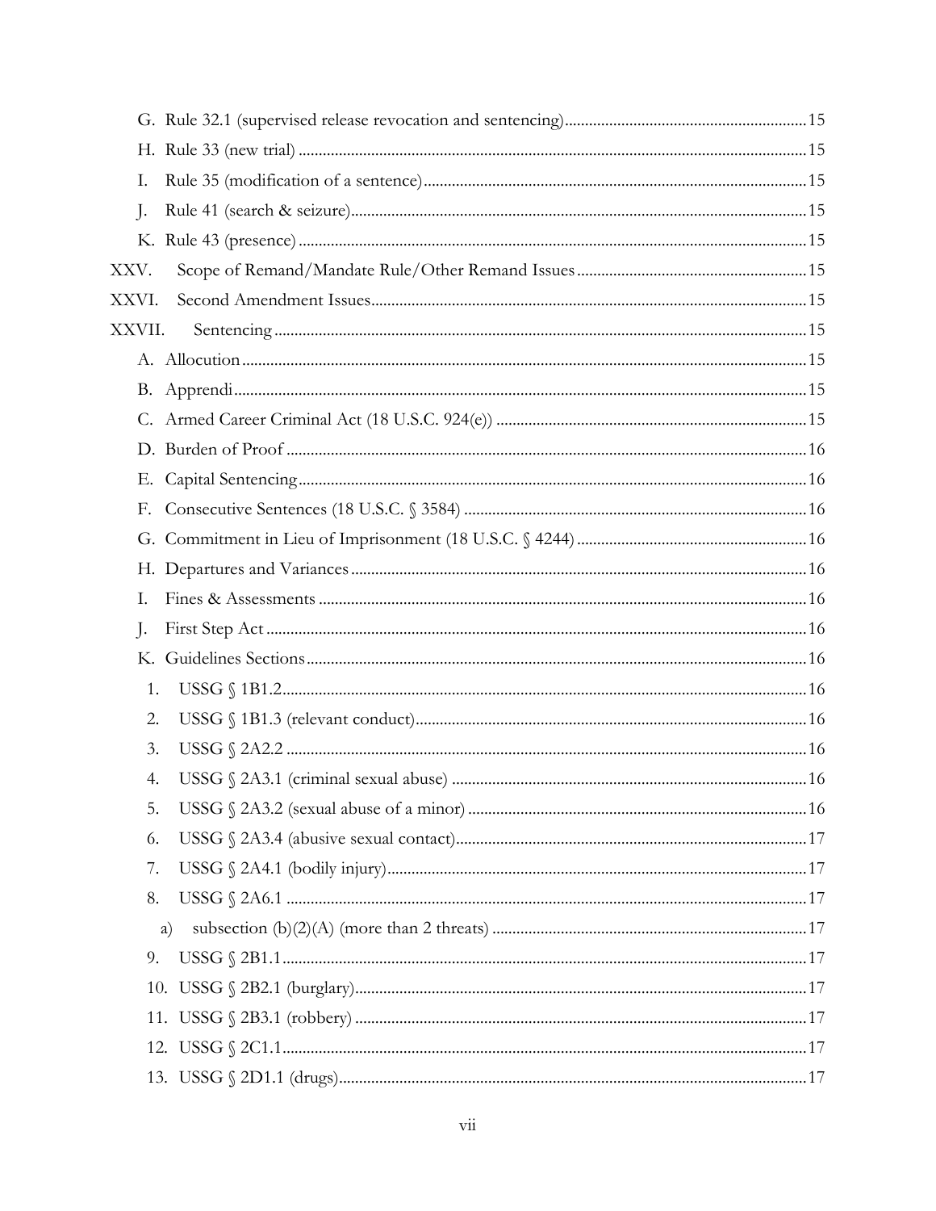G. Rule 32.1 (supervised release revocation and sentencing) ... 15

H. Rule 33 (new trial) ... 15

I. Rule 35 (modification of a sentence) ... 15

J. Rule 41 (search & seizure) ... 15

K. Rule 43 (presence) ... 15

XXV. Scope of Remand/Mandate Rule/Other Remand Issues ... 15

XXVI. Second Amendment Issues ... 15

XXVII. Sentencing ... 15

A. Allocution ... 15

B. Apprendi ... 15

C. Armed Career Criminal Act (18 U.S.C. 924(e)) ... 15

D. Burden of Proof ... 16

E. Capital Sentencing ... 16

F. Consecutive Sentences (18 U.S.C. § 3584) ... 16

G. Commitment in Lieu of Imprisonment (18 U.S.C. § 4244) ... 16

H. Departures and Variances ... 16

I. Fines & Assessments ... 16

J. First Step Act ... 16

K. Guidelines Sections ... 16

1. USSG § 1B1.2 ... 16
2. USSG § 1B1.3 (relevant conduct) ... 16
3. USSG § 2A2.2 ... 16
4. USSG § 2A3.1 (criminal sexual abuse) ... 16
5. USSG § 2A3.2 (sexual abuse of a minor) ... 16
6. USSG § 2A3.4 (abusive sexual contact) ... 17
7. USSG § 2A4.1 (bodily injury) ... 17
8. USSG § 2A6.1 ... 17
   a) subsection (b)(2)(A) (more than 2 threats) ... 17
9. USSG § 2B1.1 ... 17
10. USSG § 2B2.1 (burglary) ... 17
11. USSG § 2B3.1 (robbery) ... 17
12. USSG § 2C1.1 ... 17
13. USSG § 2D1.1 (drugs) ... 17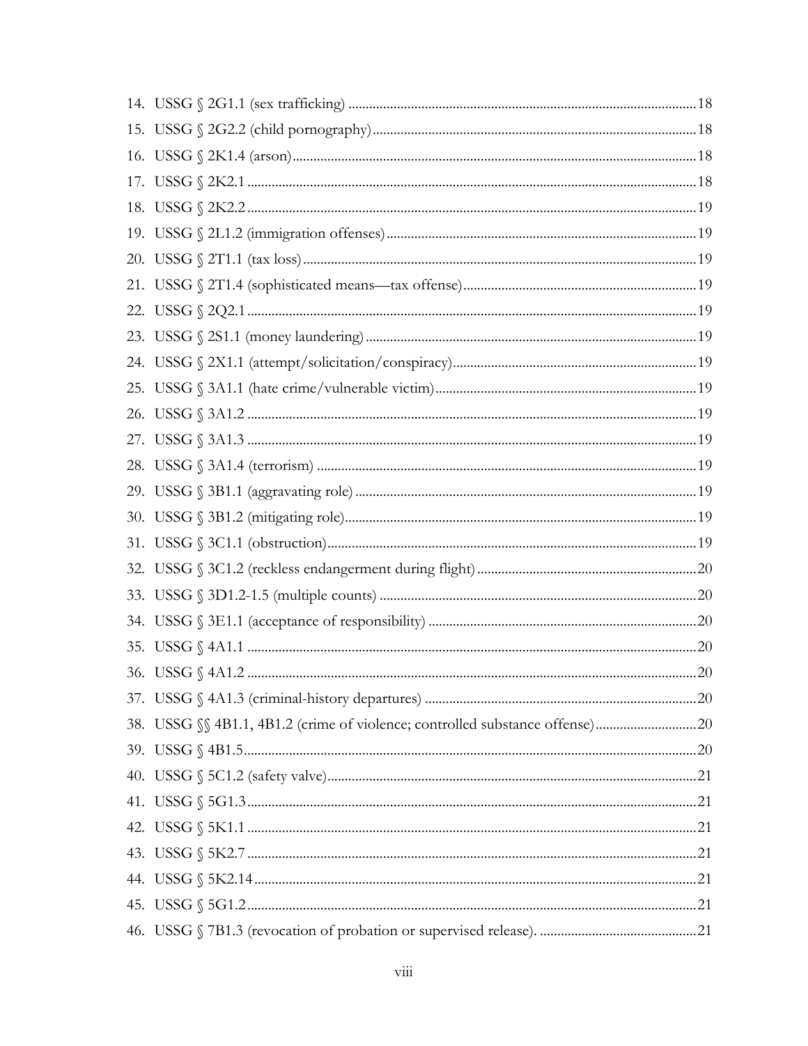14. USSG § 2G1.1 (sex trafficking) .......................................................................................18
15. USSG § 2G2.2 (child pornography).....................................................................................18
16. USSG § 2K1.4 (arson)........................................................................................................18
17. USSG § 2K2.1 ....................................................................................................................18
18. USSG § 2K2.2 ....................................................................................................................19
19. USSG § 2L1.2 (immigration offenses)................................................................................19
20. USSG § 2T1.1 (tax loss).....................................................................................................19
21. USSG § 2T1.4 (sophisticated means—tax offense)............................................................19
22. USSG § 2Q2.1 ....................................................................................................................19
23. USSG § 2S1.1 (money laundering) .....................................................................................19
24. USSG § 2X1.1 (attempt/solicitation/conspiracy)................................................................19
25. USSG § 3A1.1 (hate crime/vulnerable victim)....................................................................19
26. USSG § 3A1.2 ....................................................................................................................19
27. USSG § 3A1.3 ....................................................................................................................19
28. USSG § 3A1.4 (terrorism) ..................................................................................................19
29. USSG § 3B1.1 (aggravating role) .......................................................................................19
30. USSG § 3B1.2 (mitigating role)...........................................................................................19
31. USSG § 3C1.1 (obstruction)................................................................................................19
32. USSG § 3C1.2 (reckless endangerment during flight) ........................................................20
33. USSG § 3D1.2-1.5 (multiple counts) ..................................................................................20
34. USSG § 3E1.1 (acceptance of responsibility) .....................................................................20
35. USSG § 4A1.1 ....................................................................................................................20
36. USSG § 4A1.2 ....................................................................................................................20
37. USSG § 4A1.3 (criminal-history departures) ......................................................................20
38. USSG §§ 4B1.1, 4B1.2 (crime of violence; controlled substance offense).........................20
39. USSG § 4B1.5.....................................................................................................................20
40. USSG § 5C1.2 (safety valve)...............................................................................................21
41. USSG § 5G1.3.....................................................................................................................21
42. USSG § 5K1.1 ....................................................................................................................21
43. USSG § 5K2.7 ....................................................................................................................21
44. USSG § 5K2.14...................................................................................................................21
45. USSG § 5G1.2.....................................................................................................................21
46. USSG § 7B1.3 (revocation of probation or supervised release). ........................................21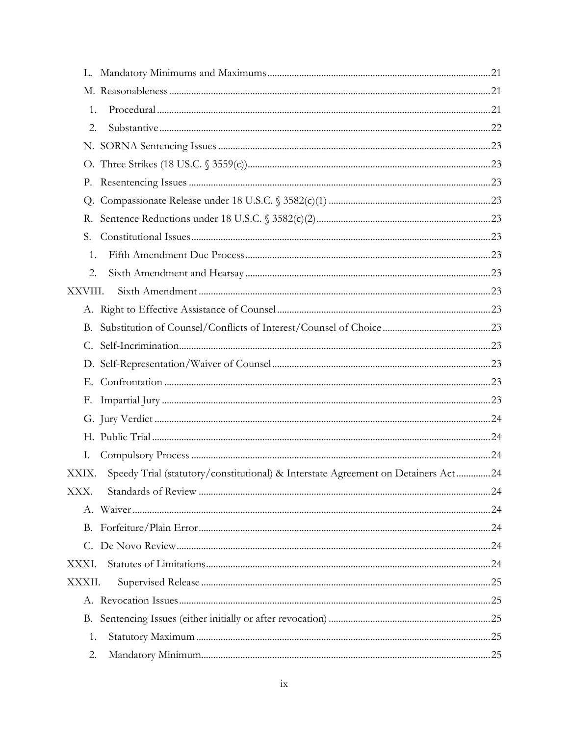L. Mandatory Minimums and Maximums ........ 21

M. Reasonableness ........ 21

1. Procedural ........ 21
2. Substantive ........ 22

N. SORNA Sentencing Issues ........ 23

O. Three Strikes (18 US.C. § 3559(c)) ........ 23

P. Resentencing Issues ........ 23

Q. Compassionate Release under 18 U.S.C. § 3582(c)(1) ........ 23

R. Sentence Reductions under 18 U.S.C. § 3582(c)(2) ........ 23

S. Constitutional Issues ........ 23

1. Fifth Amendment Due Process ........ 23
2. Sixth Amendment and Hearsay ........ 23

XXVIII. Sixth Amendment ........ 23

A. Right to Effective Assistance of Counsel ........ 23

B. Substitution of Counsel/Conflicts of Interest/Counsel of Choice ........ 23

C. Self-Incrimination ........ 23

D. Self-Representation/Waiver of Counsel ........ 23

E. Confrontation ........ 23

F. Impartial Jury ........ 23

G. Jury Verdict ........ 24

H. Public Trial ........ 24

I. Compulsory Process ........ 24

XXIX. Speedy Trial (statutory/constitutional) & Interstate Agreement on Detainers Act ........ 24

XXX. Standards of Review ........ 24

A. Waiver ........ 24

B. Forfeiture/Plain Error ........ 24

C. De Novo Review ........ 24

XXXI. Statutes of Limitations ........ 24

XXXII. Supervised Release ........ 25

A. Revocation Issues ........ 25

B. Sentencing Issues (either initially or after revocation) ........ 25

1. Statutory Maximum ........ 25
2. Mandatory Minimum ........ 25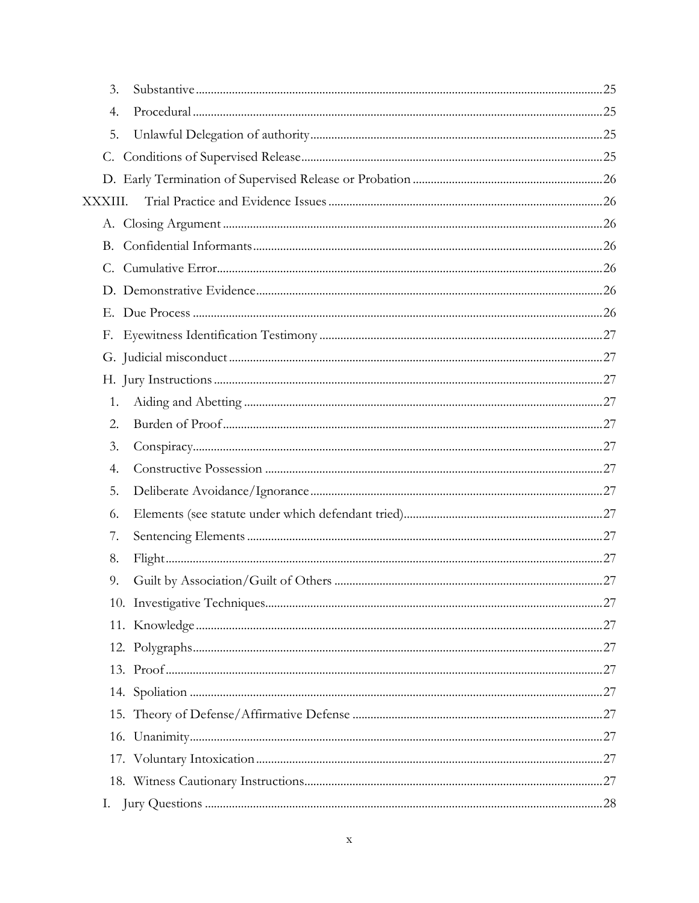3. Substantive ... 25
4. Procedural ... 25
5. Unlawful Delegation of authority ... 25

C. Conditions of Supervised Release ... 25

D. Early Termination of Supervised Release or Probation ... 26

XXXIII. Trial Practice and Evidence Issues ... 26

A. Closing Argument ... 26

B. Confidential Informants ... 26

C. Cumulative Error ... 26

D. Demonstrative Evidence ... 26

E. Due Process ... 26

F. Eyewitness Identification Testimony ... 27

G. Judicial misconduct ... 27

H. Jury Instructions ... 27

1. Aiding and Abetting ... 27
2. Burden of Proof ... 27
3. Conspiracy ... 27
4. Constructive Possession ... 27
5. Deliberate Avoidance/Ignorance ... 27
6. Elements (see statute under which defendant tried) ... 27
7. Sentencing Elements ... 27
8. Flight ... 27
9. Guilt by Association/Guilt of Others ... 27
10. Investigative Techniques ... 27
11. Knowledge ... 27
12. Polygraphs ... 27
13. Proof ... 27
14. Spoliation ... 27
15. Theory of Defense/Affirmative Defense ... 27
16. Unanimity ... 27
17. Voluntary Intoxication ... 27
18. Witness Cautionary Instructions ... 27

I. Jury Questions ... 28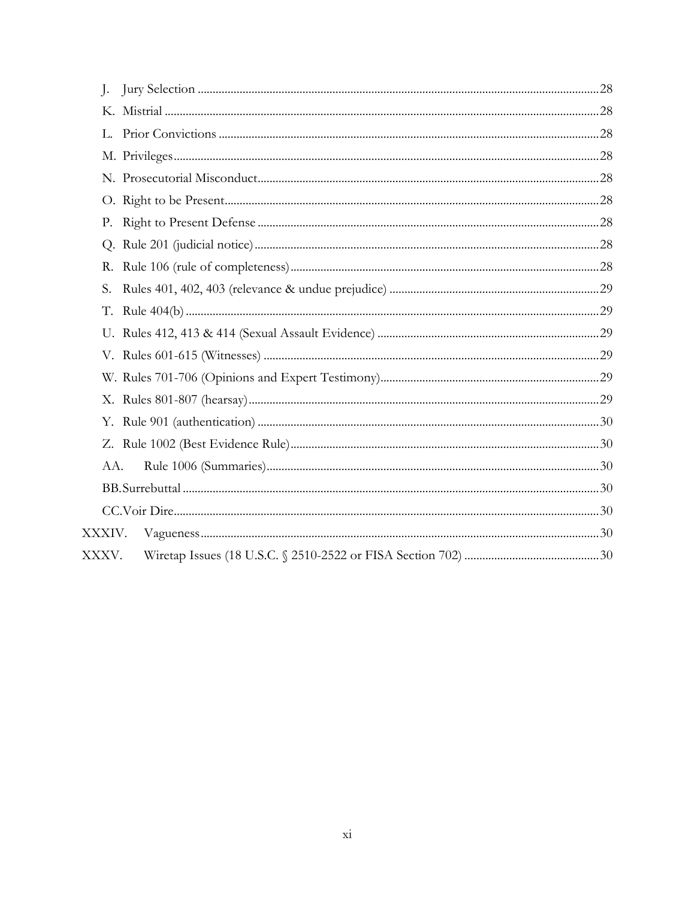- J. Jury Selection ..... 28
- K. Mistrial ..... 28
- L. Prior Convictions ..... 28
- M. Privileges ..... 28
- N. Prosecutorial Misconduct ..... 28
- O. Right to be Present ..... 28
- P. Right to Present Defense ..... 28
- Q. Rule 201 (judicial notice) ..... 28
- R. Rule 106 (rule of completeness) ..... 28
- S. Rules 401, 402, 403 (relevance & undue prejudice) ..... 29
- T. Rule 404(b) ..... 29
- U. Rules 412, 413 & 414 (Sexual Assault Evidence) ..... 29
- V. Rules 601-615 (Witnesses) ..... 29
- W. Rules 701-706 (Opinions and Expert Testimony) ..... 29
- X. Rules 801-807 (hearsay) ..... 29
- Y. Rule 901 (authentication) ..... 30
- Z. Rule 1002 (Best Evidence Rule) ..... 30
- AA. Rule 1006 (Summaries) ..... 30
- BB. Surrebuttal ..... 30
- CC. Voir Dire ..... 30

XXXIV. Vagueness ..... 30

XXXV. Wiretap Issues (18 U.S.C. § 2510-2522 or FISA Section 702) ..... 30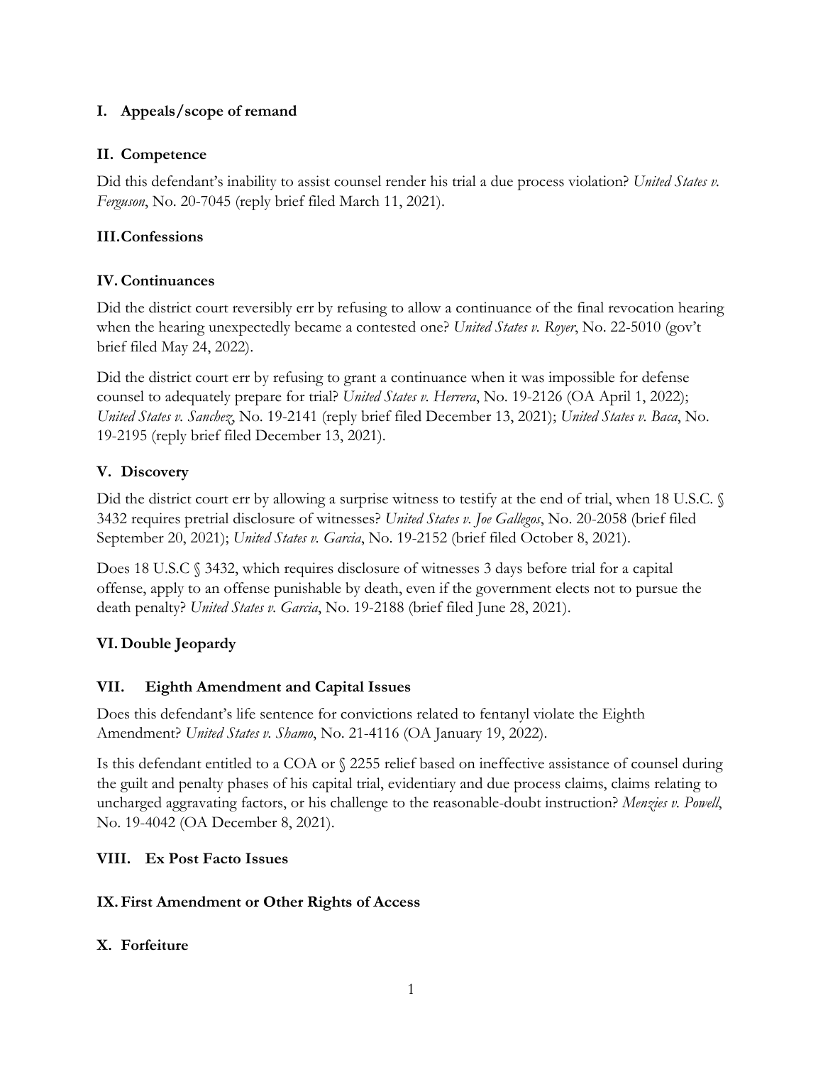## I. Appeals/scope of remand

## II. Competence

Did this defendant's inability to assist counsel render his trial a due process violation? *United States v. Ferguson*, No. 20-7045 (reply brief filed March 11, 2021).

## III. Confessions

## IV. Continuances

Did the district court reversibly err by refusing to allow a continuance of the final revocation hearing when the hearing unexpectedly became a contested one? *United States v. Royer*, No. 22-5010 (gov't brief filed May 24, 2022).

Did the district court err by refusing to grant a continuance when it was impossible for defense counsel to adequately prepare for trial? *United States v. Herrera*, No. 19-2126 (OA April 1, 2022); *United States v. Sanchez*, No. 19-2141 (reply brief filed December 13, 2021); *United States v. Baca*, No. 19-2195 (reply brief filed December 13, 2021).

## V. Discovery

Did the district court err by allowing a surprise witness to testify at the end of trial, when 18 U.S.C. § 3432 requires pretrial disclosure of witnesses? *United States v. Joe Gallegos*, No. 20-2058 (brief filed September 20, 2021); *United States v. Garcia*, No. 19-2152 (brief filed October 8, 2021).

Does 18 U.S.C § 3432, which requires disclosure of witnesses 3 days before trial for a capital offense, apply to an offense punishable by death, even if the government elects not to pursue the death penalty? *United States v. Garcia*, No. 19-2188 (brief filed June 28, 2021).

## VI. Double Jeopardy

## VII. Eighth Amendment and Capital Issues

Does this defendant's life sentence for convictions related to fentanyl violate the Eighth Amendment? *United States v. Shamo*, No. 21-4116 (OA January 19, 2022).

Is this defendant entitled to a COA or § 2255 relief based on ineffective assistance of counsel during the guilt and penalty phases of his capital trial, evidentiary and due process claims, claims relating to uncharged aggravating factors, or his challenge to the reasonable-doubt instruction? *Menzies v. Powell*, No. 19-4042 (OA December 8, 2021).

## VIII. Ex Post Facto Issues

## IX. First Amendment or Other Rights of Access

## X. Forfeiture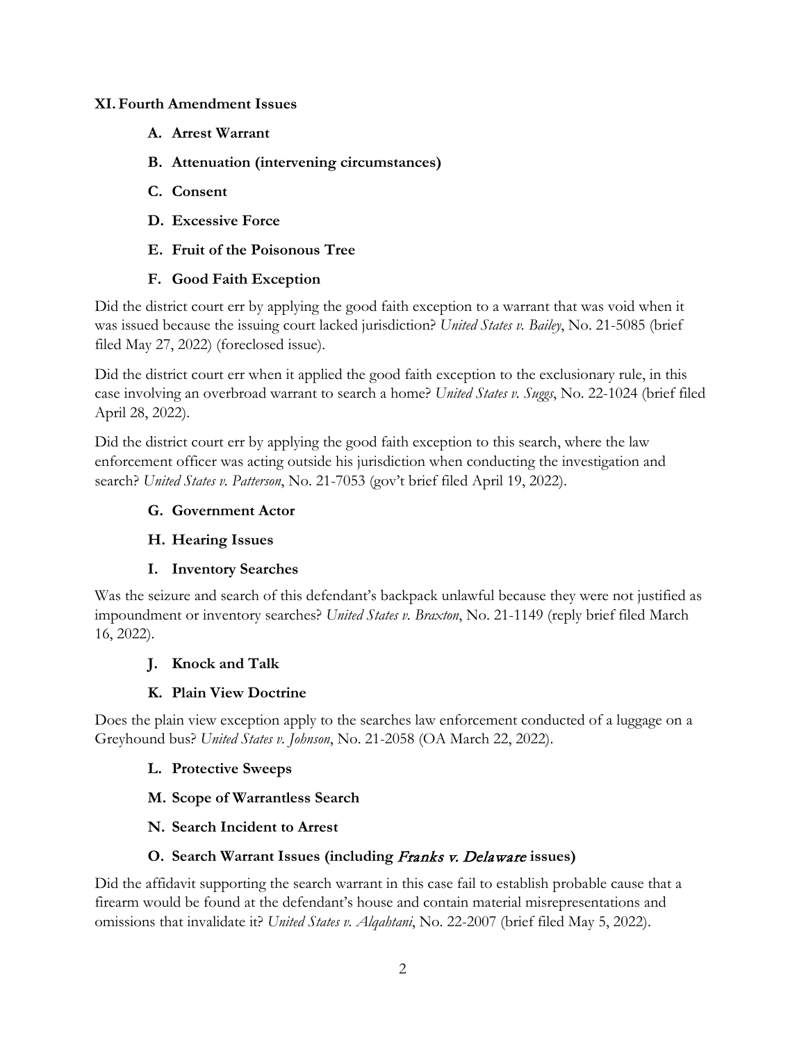## XI. Fourth Amendment Issues

### A. Arrest Warrant

### B. Attenuation (intervening circumstances)

### C. Consent

### D. Excessive Force

### E. Fruit of the Poisonous Tree

### F. Good Faith Exception

Did the district court err by applying the good faith exception to a warrant that was void when it was issued because the issuing court lacked jurisdiction? *United States v. Bailey*, No. 21-5085 (brief filed May 27, 2022) (foreclosed issue).

Did the district court err when it applied the good faith exception to the exclusionary rule, in this case involving an overbroad warrant to search a home? *United States v. Suggs*, No. 22-1024 (brief filed April 28, 2022).

Did the district court err by applying the good faith exception to this search, where the law enforcement officer was acting outside his jurisdiction when conducting the investigation and search? *United States v. Patterson*, No. 21-7053 (gov't brief filed April 19, 2022).

### G. Government Actor

### H. Hearing Issues

### I. Inventory Searches

Was the seizure and search of this defendant's backpack unlawful because they were not justified as impoundment or inventory searches? *United States v. Braxton*, No. 21-1149 (reply brief filed March 16, 2022).

### J. Knock and Talk

### K. Plain View Doctrine

Does the plain view exception apply to the searches law enforcement conducted of a luggage on a Greyhound bus? *United States v. Johnson*, No. 21-2058 (OA March 22, 2022).

### L. Protective Sweeps

### M. Scope of Warrantless Search

### N. Search Incident to Arrest

### O. Search Warrant Issues (including *Franks v. Delaware* issues)

Did the affidavit supporting the search warrant in this case fail to establish probable cause that a firearm would be found at the defendant's house and contain material misrepresentations and omissions that invalidate it? *United States v. Alqahtani*, No. 22-2007 (brief filed May 5, 2022).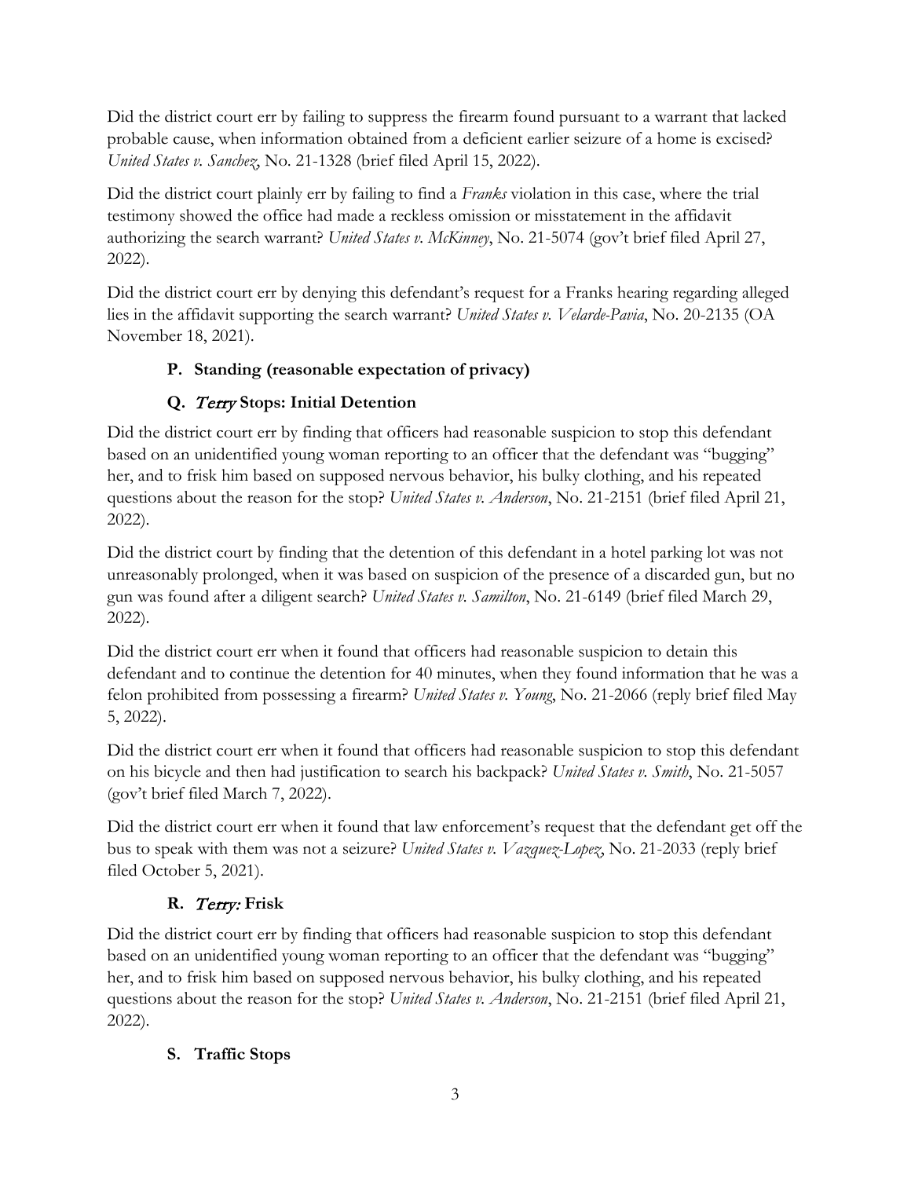Did the district court err by failing to suppress the firearm found pursuant to a warrant that lacked probable cause, when information obtained from a deficient earlier seizure of a home is excised? *United States v. Sanchez*, No. 21-1328 (brief filed April 15, 2022).

Did the district court plainly err by failing to find a *Franks* violation in this case, where the trial testimony showed the office had made a reckless omission or misstatement in the affidavit authorizing the search warrant? *United States v. McKinney*, No. 21-5074 (gov't brief filed April 27, 2022).

Did the district court err by denying this defendant's request for a Franks hearing regarding alleged lies in the affidavit supporting the search warrant? *United States v. Velarde-Pavia*, No. 20-2135 (OA November 18, 2021).

### P. Standing (reasonable expectation of privacy)

### Q. *Terry* Stops: Initial Detention

Did the district court err by finding that officers had reasonable suspicion to stop this defendant based on an unidentified young woman reporting to an officer that the defendant was "bugging" her, and to frisk him based on supposed nervous behavior, his bulky clothing, and his repeated questions about the reason for the stop? *United States v. Anderson*, No. 21-2151 (brief filed April 21, 2022).

Did the district court by finding that the detention of this defendant in a hotel parking lot was not unreasonably prolonged, when it was based on suspicion of the presence of a discarded gun, but no gun was found after a diligent search? *United States v. Samilton*, No. 21-6149 (brief filed March 29, 2022).

Did the district court err when it found that officers had reasonable suspicion to detain this defendant and to continue the detention for 40 minutes, when they found information that he was a felon prohibited from possessing a firearm? *United States v. Young*, No. 21-2066 (reply brief filed May 5, 2022).

Did the district court err when it found that officers had reasonable suspicion to stop this defendant on his bicycle and then had justification to search his backpack? *United States v. Smith*, No. 21-5057 (gov't brief filed March 7, 2022).

Did the district court err when it found that law enforcement's request that the defendant get off the bus to speak with them was not a seizure? *United States v. Vazquez-Lopez*, No. 21-2033 (reply brief filed October 5, 2021).

### R. *Terry:* Frisk

Did the district court err by finding that officers had reasonable suspicion to stop this defendant based on an unidentified young woman reporting to an officer that the defendant was "bugging" her, and to frisk him based on supposed nervous behavior, his bulky clothing, and his repeated questions about the reason for the stop? *United States v. Anderson*, No. 21-2151 (brief filed April 21, 2022).

### S. Traffic Stops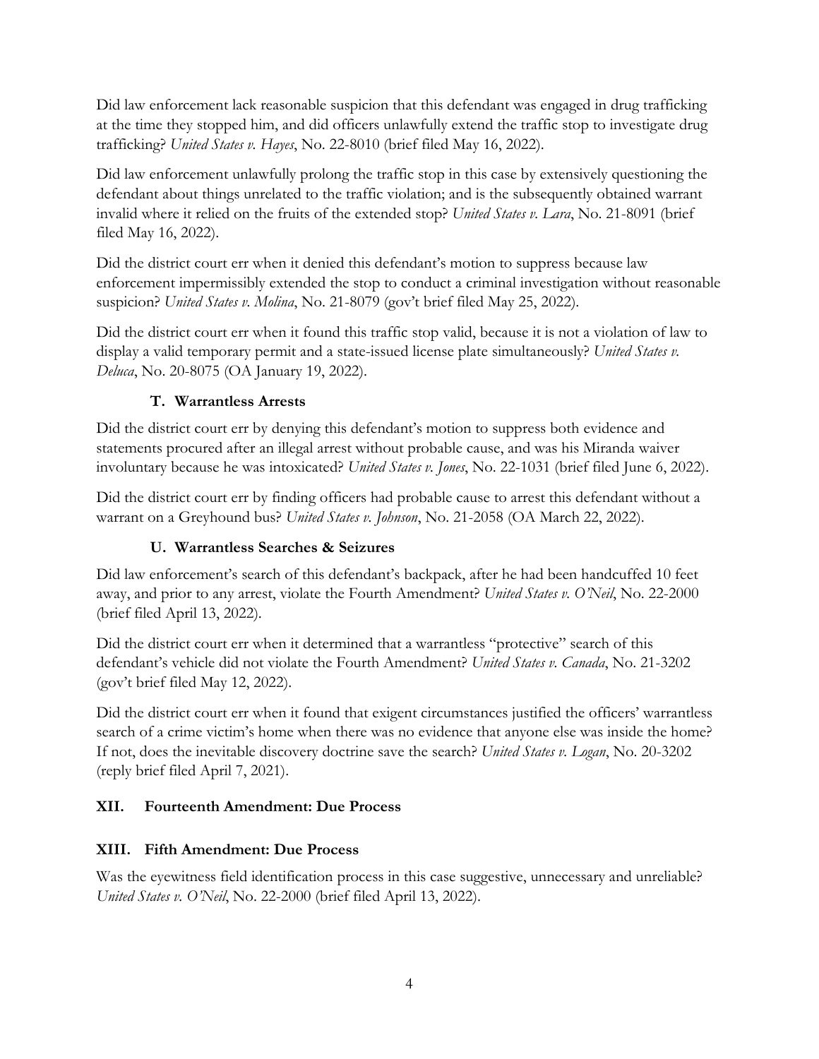Did law enforcement lack reasonable suspicion that this defendant was engaged in drug trafficking at the time they stopped him, and did officers unlawfully extend the traffic stop to investigate drug trafficking? *United States v. Hayes*, No. 22-8010 (brief filed May 16, 2022).

Did law enforcement unlawfully prolong the traffic stop in this case by extensively questioning the defendant about things unrelated to the traffic violation; and is the subsequently obtained warrant invalid where it relied on the fruits of the extended stop? *United States v. Lara*, No. 21-8091 (brief filed May 16, 2022).

Did the district court err when it denied this defendant's motion to suppress because law enforcement impermissibly extended the stop to conduct a criminal investigation without reasonable suspicion? *United States v. Molina*, No. 21-8079 (gov't brief filed May 25, 2022).

Did the district court err when it found this traffic stop valid, because it is not a violation of law to display a valid temporary permit and a state-issued license plate simultaneously? *United States v. Deluca*, No. 20-8075 (OA January 19, 2022).

### T. Warrantless Arrests

Did the district court err by denying this defendant's motion to suppress both evidence and statements procured after an illegal arrest without probable cause, and was his Miranda waiver involuntary because he was intoxicated? *United States v. Jones*, No. 22-1031 (brief filed June 6, 2022).

Did the district court err by finding officers had probable cause to arrest this defendant without a warrant on a Greyhound bus? *United States v. Johnson*, No. 21-2058 (OA March 22, 2022).

### U. Warrantless Searches & Seizures

Did law enforcement's search of this defendant's backpack, after he had been handcuffed 10 feet away, and prior to any arrest, violate the Fourth Amendment? *United States v. O'Neil*, No. 22-2000 (brief filed April 13, 2022).

Did the district court err when it determined that a warrantless "protective" search of this defendant's vehicle did not violate the Fourth Amendment? *United States v. Canada*, No. 21-3202 (gov't brief filed May 12, 2022).

Did the district court err when it found that exigent circumstances justified the officers' warrantless search of a crime victim's home when there was no evidence that anyone else was inside the home? If not, does the inevitable discovery doctrine save the search? *United States v. Logan*, No. 20-3202 (reply brief filed April 7, 2021).

## XII. Fourteenth Amendment: Due Process

## XIII. Fifth Amendment: Due Process

Was the eyewitness field identification process in this case suggestive, unnecessary and unreliable? *United States v. O'Neil*, No. 22-2000 (brief filed April 13, 2022).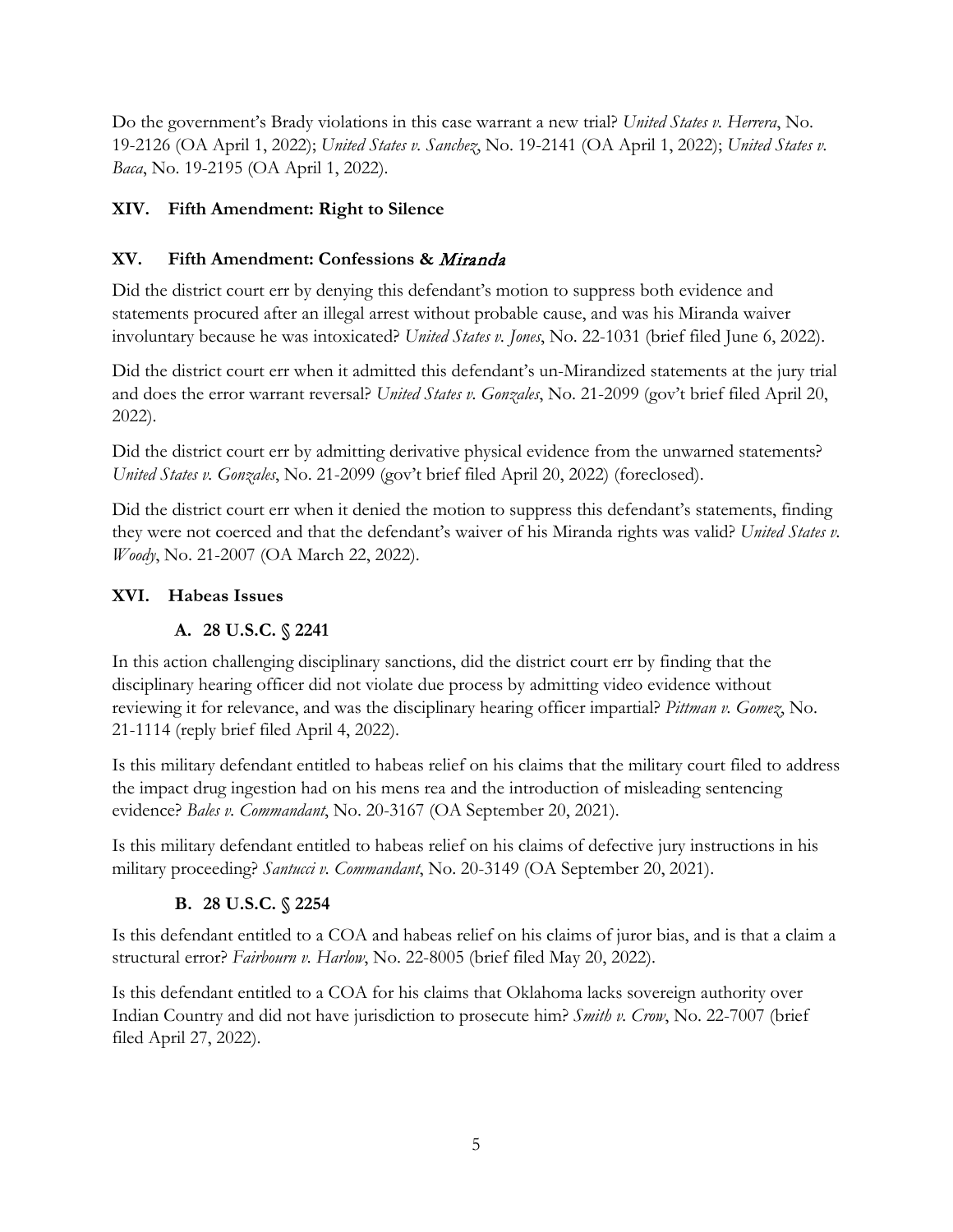Do the government's Brady violations in this case warrant a new trial? *United States v. Herrera*, No. 19-2126 (OA April 1, 2022); *United States v. Sanchez*, No. 19-2141 (OA April 1, 2022); *United States v. Baca*, No. 19-2195 (OA April 1, 2022).

## XIV. Fifth Amendment: Right to Silence

## XV. Fifth Amendment: Confessions & *Miranda*

Did the district court err by denying this defendant's motion to suppress both evidence and statements procured after an illegal arrest without probable cause, and was his Miranda waiver involuntary because he was intoxicated? *United States v. Jones*, No. 22-1031 (brief filed June 6, 2022).

Did the district court err when it admitted this defendant's un-Mirandized statements at the jury trial and does the error warrant reversal? *United States v. Gonzales*, No. 21-2099 (gov't brief filed April 20, 2022).

Did the district court err by admitting derivative physical evidence from the unwarned statements? *United States v. Gonzales*, No. 21-2099 (gov't brief filed April 20, 2022) (foreclosed).

Did the district court err when it denied the motion to suppress this defendant's statements, finding they were not coerced and that the defendant's waiver of his Miranda rights was valid? *United States v. Woody*, No. 21-2007 (OA March 22, 2022).

## XVI. Habeas Issues

### A. 28 U.S.C. § 2241

In this action challenging disciplinary sanctions, did the district court err by finding that the disciplinary hearing officer did not violate due process by admitting video evidence without reviewing it for relevance, and was the disciplinary hearing officer impartial? *Pittman v. Gomez*, No. 21-1114 (reply brief filed April 4, 2022).

Is this military defendant entitled to habeas relief on his claims that the military court filed to address the impact drug ingestion had on his mens rea and the introduction of misleading sentencing evidence? *Bales v. Commandant*, No. 20-3167 (OA September 20, 2021).

Is this military defendant entitled to habeas relief on his claims of defective jury instructions in his military proceeding? *Santucci v. Commandant*, No. 20-3149 (OA September 20, 2021).

### B. 28 U.S.C. § 2254

Is this defendant entitled to a COA and habeas relief on his claims of juror bias, and is that a claim a structural error? *Fairbourn v. Harlow*, No. 22-8005 (brief filed May 20, 2022).

Is this defendant entitled to a COA for his claims that Oklahoma lacks sovereign authority over Indian Country and did not have jurisdiction to prosecute him? *Smith v. Crow*, No. 22-7007 (brief filed April 27, 2022).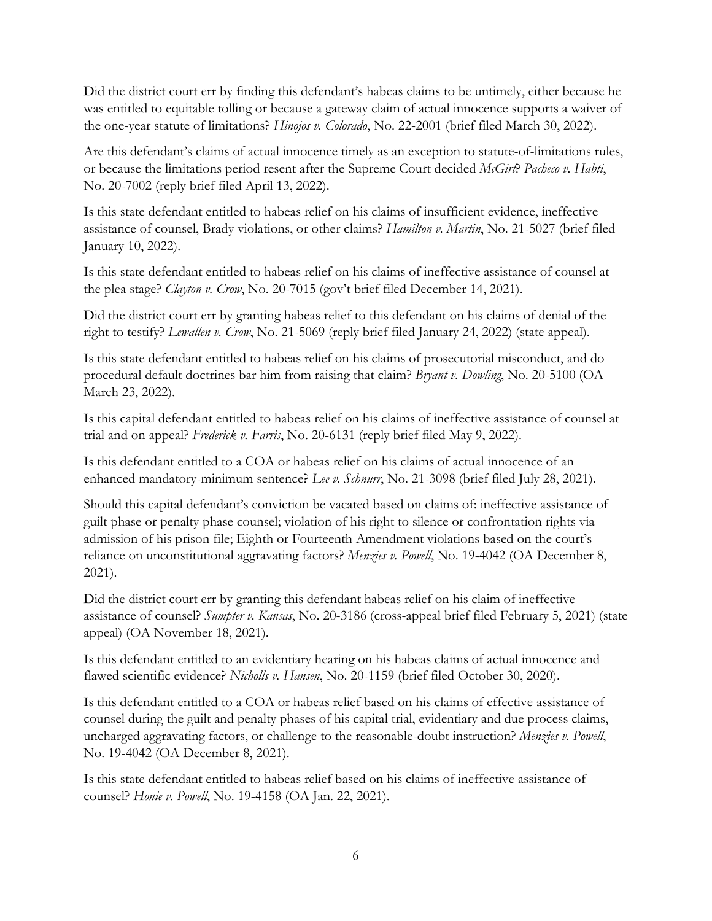Did the district court err by finding this defendant's habeas claims to be untimely, either because he was entitled to equitable tolling or because a gateway claim of actual innocence supports a waiver of the one-year statute of limitations? *Hinojos v. Colorado*, No. 22-2001 (brief filed March 30, 2022).

Are this defendant's claims of actual innocence timely as an exception to statute-of-limitations rules, or because the limitations period resent after the Supreme Court decided *McGirt*? *Pacheco v. Habti*, No. 20-7002 (reply brief filed April 13, 2022).

Is this state defendant entitled to habeas relief on his claims of insufficient evidence, ineffective assistance of counsel, Brady violations, or other claims? *Hamilton v. Martin*, No. 21-5027 (brief filed January 10, 2022).

Is this state defendant entitled to habeas relief on his claims of ineffective assistance of counsel at the plea stage? *Clayton v. Crow*, No. 20-7015 (gov't brief filed December 14, 2021).

Did the district court err by granting habeas relief to this defendant on his claims of denial of the right to testify? *Lewallen v. Crow*, No. 21-5069 (reply brief filed January 24, 2022) (state appeal).

Is this state defendant entitled to habeas relief on his claims of prosecutorial misconduct, and do procedural default doctrines bar him from raising that claim? *Bryant v. Dowling*, No. 20-5100 (OA March 23, 2022).

Is this capital defendant entitled to habeas relief on his claims of ineffective assistance of counsel at trial and on appeal? *Frederick v. Farris*, No. 20-6131 (reply brief filed May 9, 2022).

Is this defendant entitled to a COA or habeas relief on his claims of actual innocence of an enhanced mandatory-minimum sentence? *Lee v. Schnurr*, No. 21-3098 (brief filed July 28, 2021).

Should this capital defendant's conviction be vacated based on claims of: ineffective assistance of guilt phase or penalty phase counsel; violation of his right to silence or confrontation rights via admission of his prison file; Eighth or Fourteenth Amendment violations based on the court's reliance on unconstitutional aggravating factors? *Menzies v. Powell*, No. 19-4042 (OA December 8, 2021).

Did the district court err by granting this defendant habeas relief on his claim of ineffective assistance of counsel? *Sumpter v. Kansas*, No. 20-3186 (cross-appeal brief filed February 5, 2021) (state appeal) (OA November 18, 2021).

Is this defendant entitled to an evidentiary hearing on his habeas claims of actual innocence and flawed scientific evidence? *Nicholls v. Hansen*, No. 20-1159 (brief filed October 30, 2020).

Is this defendant entitled to a COA or habeas relief based on his claims of effective assistance of counsel during the guilt and penalty phases of his capital trial, evidentiary and due process claims, uncharged aggravating factors, or challenge to the reasonable-doubt instruction? *Menzies v. Powell*, No. 19-4042 (OA December 8, 2021).

Is this state defendant entitled to habeas relief based on his claims of ineffective assistance of counsel? *Honie v. Powell*, No. 19-4158 (OA Jan. 22, 2021).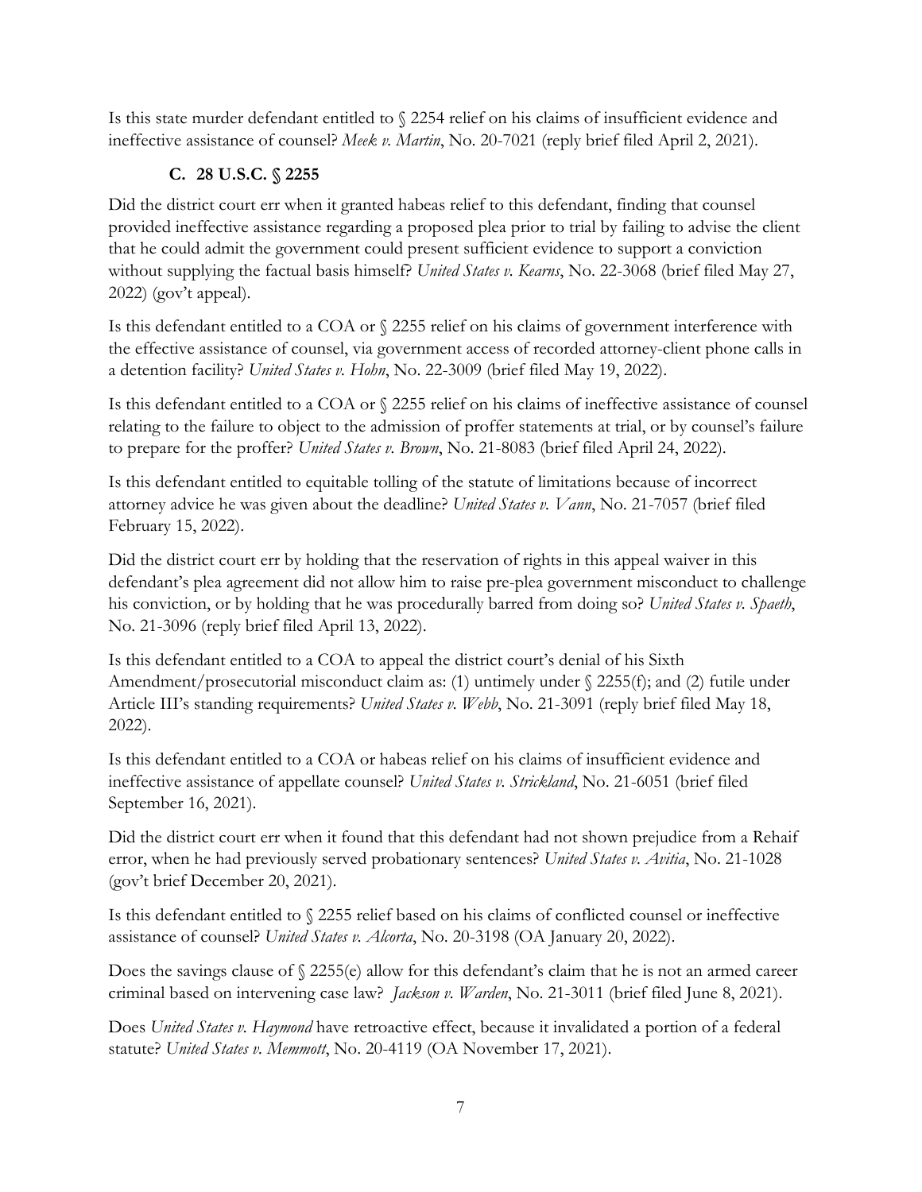Is this state murder defendant entitled to § 2254 relief on his claims of insufficient evidence and ineffective assistance of counsel? *Meek v. Martin*, No. 20-7021 (reply brief filed April 2, 2021).

### C. 28 U.S.C. § 2255

Did the district court err when it granted habeas relief to this defendant, finding that counsel provided ineffective assistance regarding a proposed plea prior to trial by failing to advise the client that he could admit the government could present sufficient evidence to support a conviction without supplying the factual basis himself? *United States v. Kearns*, No. 22-3068 (brief filed May 27, 2022) (gov't appeal).

Is this defendant entitled to a COA or § 2255 relief on his claims of government interference with the effective assistance of counsel, via government access of recorded attorney-client phone calls in a detention facility? *United States v. Hohn*, No. 22-3009 (brief filed May 19, 2022).

Is this defendant entitled to a COA or § 2255 relief on his claims of ineffective assistance of counsel relating to the failure to object to the admission of proffer statements at trial, or by counsel's failure to prepare for the proffer? *United States v. Brown*, No. 21-8083 (brief filed April 24, 2022).

Is this defendant entitled to equitable tolling of the statute of limitations because of incorrect attorney advice he was given about the deadline? *United States v. Vann*, No. 21-7057 (brief filed February 15, 2022).

Did the district court err by holding that the reservation of rights in this appeal waiver in this defendant's plea agreement did not allow him to raise pre-plea government misconduct to challenge his conviction, or by holding that he was procedurally barred from doing so? *United States v. Spaeth*, No. 21-3096 (reply brief filed April 13, 2022).

Is this defendant entitled to a COA to appeal the district court's denial of his Sixth Amendment/prosecutorial misconduct claim as: (1) untimely under § 2255(f); and (2) futile under Article III's standing requirements? *United States v. Webb*, No. 21-3091 (reply brief filed May 18, 2022).

Is this defendant entitled to a COA or habeas relief on his claims of insufficient evidence and ineffective assistance of appellate counsel? *United States v. Strickland*, No. 21-6051 (brief filed September 16, 2021).

Did the district court err when it found that this defendant had not shown prejudice from a Rehaif error, when he had previously served probationary sentences? *United States v. Avitia*, No. 21-1028 (gov't brief December 20, 2021).

Is this defendant entitled to § 2255 relief based on his claims of conflicted counsel or ineffective assistance of counsel? *United States v. Alcorta*, No. 20-3198 (OA January 20, 2022).

Does the savings clause of § 2255(e) allow for this defendant's claim that he is not an armed career criminal based on intervening case law? *Jackson v. Warden*, No. 21-3011 (brief filed June 8, 2021).

Does *United States v. Haymond* have retroactive effect, because it invalidated a portion of a federal statute? *United States v. Memmott*, No. 20-4119 (OA November 17, 2021).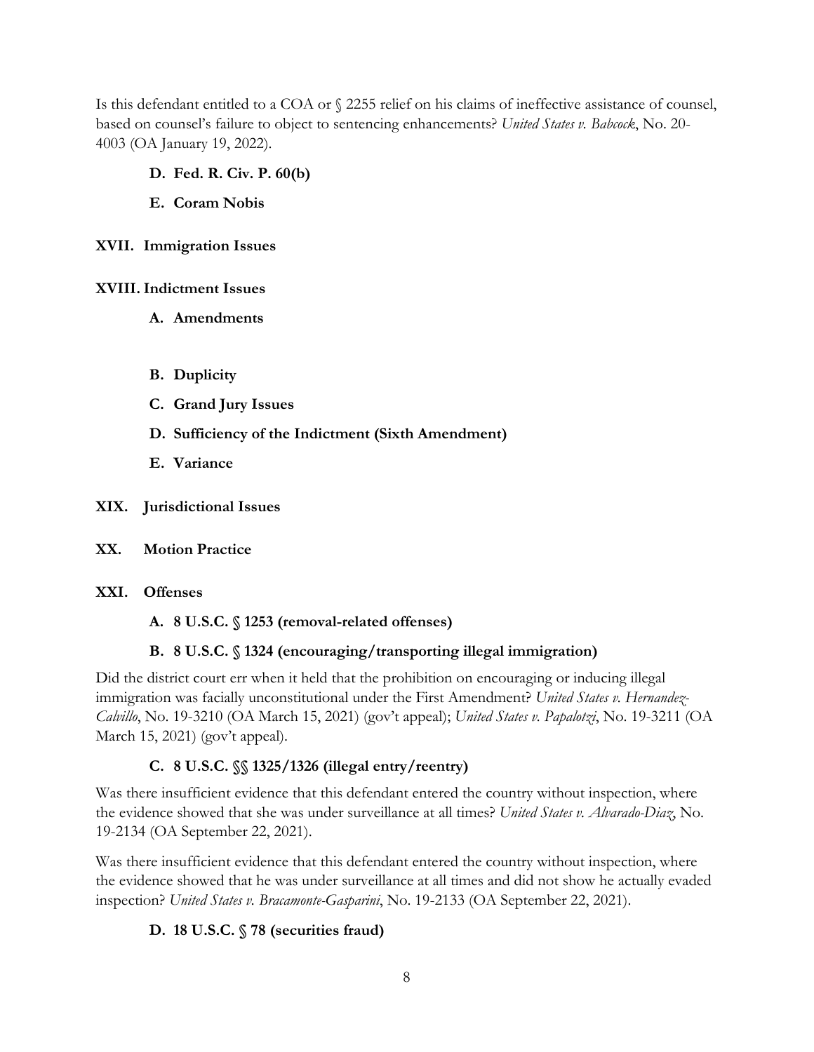Is this defendant entitled to a COA or § 2255 relief on his claims of ineffective assistance of counsel, based on counsel's failure to object to sentencing enhancements? *United States v. Babcock*, No. 20-4003 (OA January 19, 2022).

### D. Fed. R. Civ. P. 60(b)

### E. Coram Nobis

## XVII. Immigration Issues

## XVIII. Indictment Issues

### A. Amendments

### B. Duplicity

### C. Grand Jury Issues

### D. Sufficiency of the Indictment (Sixth Amendment)

### E. Variance

## XIX. Jurisdictional Issues

## XX. Motion Practice

## XXI. Offenses

### A. 8 U.S.C. § 1253 (removal-related offenses)

### B. 8 U.S.C. § 1324 (encouraging/transporting illegal immigration)

Did the district court err when it held that the prohibition on encouraging or inducing illegal immigration was facially unconstitutional under the First Amendment? *United States v. Hernandez-Calvillo*, No. 19-3210 (OA March 15, 2021) (gov't appeal); *United States v. Papalotzi*, No. 19-3211 (OA March 15, 2021) (gov't appeal).

### C. 8 U.S.C. §§ 1325/1326 (illegal entry/reentry)

Was there insufficient evidence that this defendant entered the country without inspection, where the evidence showed that she was under surveillance at all times? *United States v. Alvarado-Diaz*, No. 19-2134 (OA September 22, 2021).

Was there insufficient evidence that this defendant entered the country without inspection, where the evidence showed that he was under surveillance at all times and did not show he actually evaded inspection? *United States v. Bracamonte-Gasparini*, No. 19-2133 (OA September 22, 2021).

### D. 18 U.S.C. § 78 (securities fraud)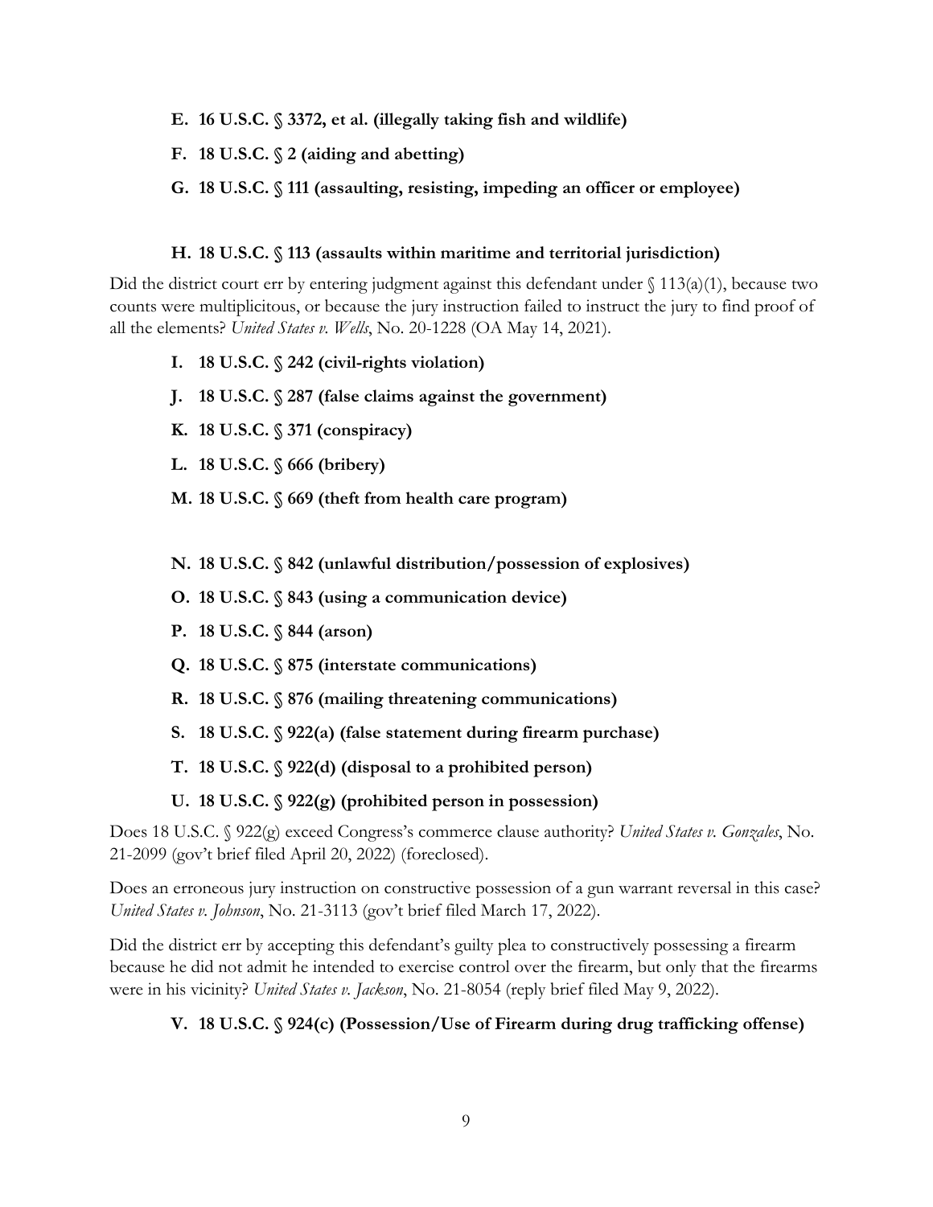**E. 16 U.S.C. § 3372, et al. (illegally taking fish and wildlife)**

**F. 18 U.S.C. § 2 (aiding and abetting)**

**G. 18 U.S.C. § 111 (assaulting, resisting, impeding an officer or employee)**

**H. 18 U.S.C. § 113 (assaults within maritime and territorial jurisdiction)**

Did the district court err by entering judgment against this defendant under § 113(a)(1), because two counts were multiplicitous, or because the jury instruction failed to instruct the jury to find proof of all the elements? *United States v. Wells*, No. 20-1228 (OA May 14, 2021).

**I. 18 U.S.C. § 242 (civil-rights violation)**

**J. 18 U.S.C. § 287 (false claims against the government)**

**K. 18 U.S.C. § 371 (conspiracy)**

**L. 18 U.S.C. § 666 (bribery)**

**M. 18 U.S.C. § 669 (theft from health care program)**

**N. 18 U.S.C. § 842 (unlawful distribution/possession of explosives)**

**O. 18 U.S.C. § 843 (using a communication device)**

**P. 18 U.S.C. § 844 (arson)**

**Q. 18 U.S.C. § 875 (interstate communications)**

**R. 18 U.S.C. § 876 (mailing threatening communications)**

**S. 18 U.S.C. § 922(a) (false statement during firearm purchase)**

**T. 18 U.S.C. § 922(d) (disposal to a prohibited person)**

**U. 18 U.S.C. § 922(g) (prohibited person in possession)**

Does 18 U.S.C. § 922(g) exceed Congress's commerce clause authority? *United States v. Gonzales*, No. 21-2099 (gov't brief filed April 20, 2022) (foreclosed).

Does an erroneous jury instruction on constructive possession of a gun warrant reversal in this case? *United States v. Johnson*, No. 21-3113 (gov't brief filed March 17, 2022).

Did the district err by accepting this defendant's guilty plea to constructively possessing a firearm because he did not admit he intended to exercise control over the firearm, but only that the firearms were in his vicinity? *United States v. Jackson*, No. 21-8054 (reply brief filed May 9, 2022).

**V. 18 U.S.C. § 924(c) (Possession/Use of Firearm during drug trafficking offense)**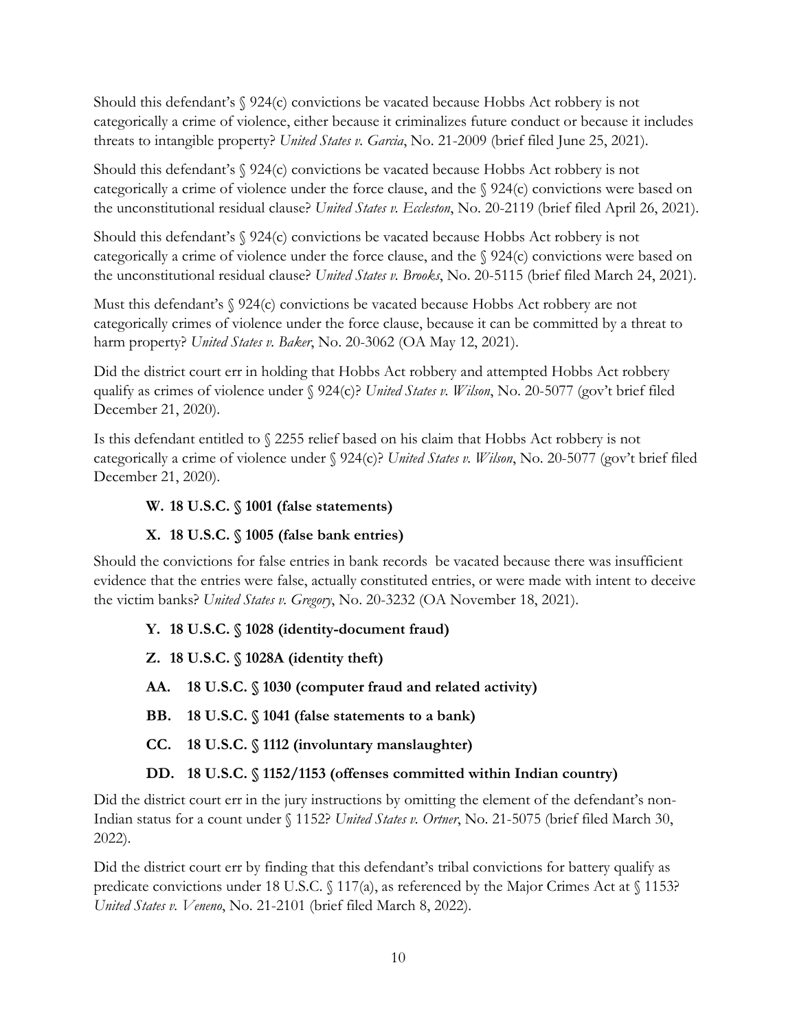Should this defendant's § 924(c) convictions be vacated because Hobbs Act robbery is not categorically a crime of violence, either because it criminalizes future conduct or because it includes threats to intangible property? *United States v. Garcia*, No. 21-2009 (brief filed June 25, 2021).

Should this defendant's § 924(c) convictions be vacated because Hobbs Act robbery is not categorically a crime of violence under the force clause, and the § 924(c) convictions were based on the unconstitutional residual clause? *United States v. Eccleston*, No. 20-2119 (brief filed April 26, 2021).

Should this defendant's § 924(c) convictions be vacated because Hobbs Act robbery is not categorically a crime of violence under the force clause, and the § 924(c) convictions were based on the unconstitutional residual clause? *United States v. Brooks*, No. 20-5115 (brief filed March 24, 2021).

Must this defendant's § 924(c) convictions be vacated because Hobbs Act robbery are not categorically crimes of violence under the force clause, because it can be committed by a threat to harm property? *United States v. Baker*, No. 20-3062 (OA May 12, 2021).

Did the district court err in holding that Hobbs Act robbery and attempted Hobbs Act robbery qualify as crimes of violence under § 924(c)? *United States v. Wilson*, No. 20-5077 (gov't brief filed December 21, 2020).

Is this defendant entitled to § 2255 relief based on his claim that Hobbs Act robbery is not categorically a crime of violence under § 924(c)? *United States v. Wilson*, No. 20-5077 (gov't brief filed December 21, 2020).

### W. 18 U.S.C. § 1001 (false statements)

### X. 18 U.S.C. § 1005 (false bank entries)

Should the convictions for false entries in bank records be vacated because there was insufficient evidence that the entries were false, actually constituted entries, or were made with intent to deceive the victim banks? *United States v. Gregory*, No. 20-3232 (OA November 18, 2021).

### Y. 18 U.S.C. § 1028 (identity-document fraud)

### Z. 18 U.S.C. § 1028A (identity theft)

### AA. 18 U.S.C. § 1030 (computer fraud and related activity)

### BB. 18 U.S.C. § 1041 (false statements to a bank)

### CC. 18 U.S.C. § 1112 (involuntary manslaughter)

### DD. 18 U.S.C. § 1152/1153 (offenses committed within Indian country)

Did the district court err in the jury instructions by omitting the element of the defendant's non-Indian status for a count under § 1152? *United States v. Ortner*, No. 21-5075 (brief filed March 30, 2022).

Did the district court err by finding that this defendant's tribal convictions for battery qualify as predicate convictions under 18 U.S.C. § 117(a), as referenced by the Major Crimes Act at § 1153? *United States v. Veneno*, No. 21-2101 (brief filed March 8, 2022).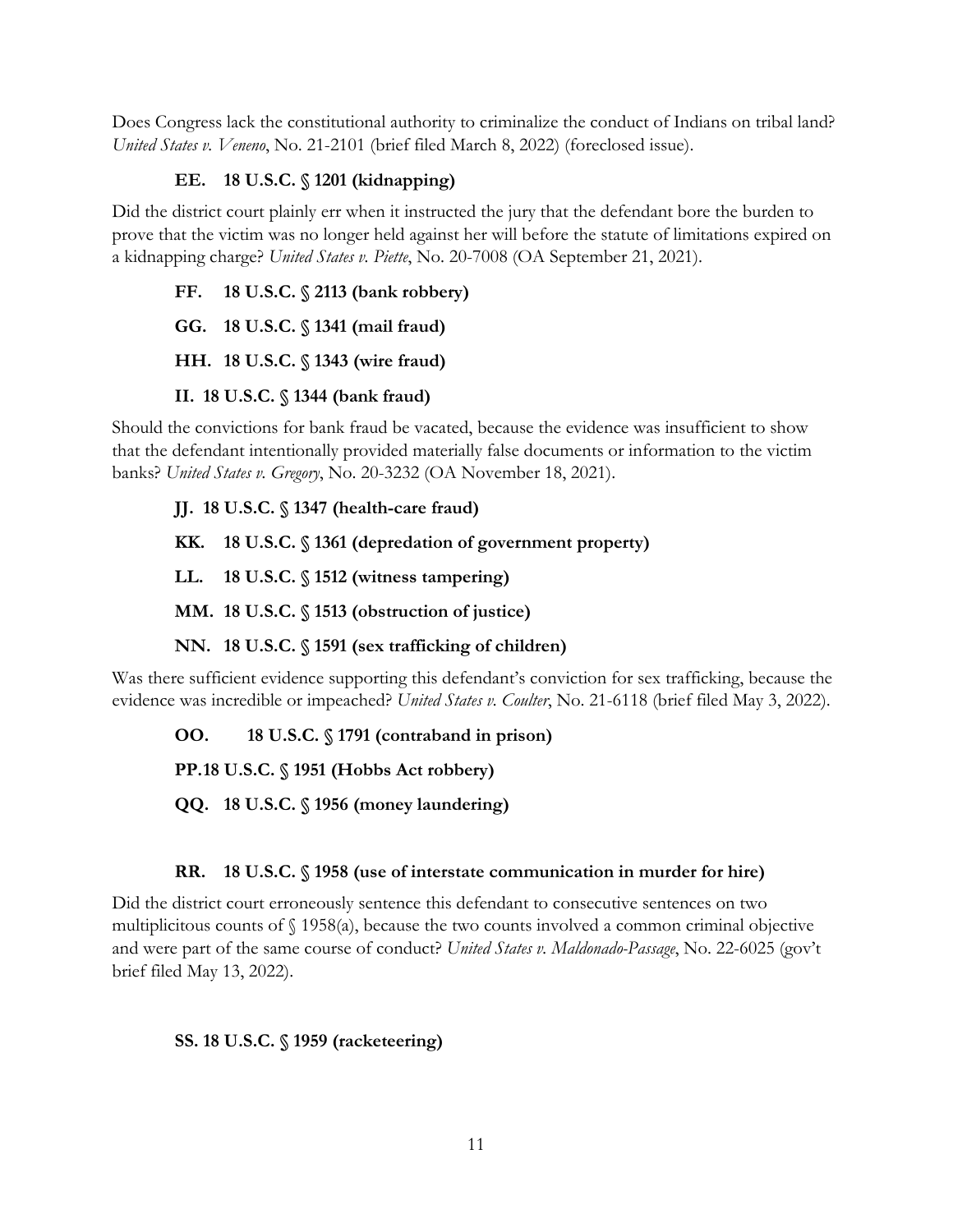Does Congress lack the constitutional authority to criminalize the conduct of Indians on tribal land? *United States v. Veneno*, No. 21-2101 (brief filed March 8, 2022) (foreclosed issue).

### EE. 18 U.S.C. § 1201 (kidnapping)

Did the district court plainly err when it instructed the jury that the defendant bore the burden to prove that the victim was no longer held against her will before the statute of limitations expired on a kidnapping charge? *United States v. Piette*, No. 20-7008 (OA September 21, 2021).

### FF. 18 U.S.C. § 2113 (bank robbery)

### GG. 18 U.S.C. § 1341 (mail fraud)

### HH. 18 U.S.C. § 1343 (wire fraud)

### II. 18 U.S.C. § 1344 (bank fraud)

Should the convictions for bank fraud be vacated, because the evidence was insufficient to show that the defendant intentionally provided materially false documents or information to the victim banks? *United States v. Gregory*, No. 20-3232 (OA November 18, 2021).

### JJ. 18 U.S.C. § 1347 (health-care fraud)

### KK. 18 U.S.C. § 1361 (depredation of government property)

### LL. 18 U.S.C. § 1512 (witness tampering)

### MM. 18 U.S.C. § 1513 (obstruction of justice)

### NN. 18 U.S.C. § 1591 (sex trafficking of children)

Was there sufficient evidence supporting this defendant's conviction for sex trafficking, because the evidence was incredible or impeached? *United States v. Coulter*, No. 21-6118 (brief filed May 3, 2022).

### OO. 18 U.S.C. § 1791 (contraband in prison)

### PP. 18 U.S.C. § 1951 (Hobbs Act robbery)

### QQ. 18 U.S.C. § 1956 (money laundering)

### RR. 18 U.S.C. § 1958 (use of interstate communication in murder for hire)

Did the district court erroneously sentence this defendant to consecutive sentences on two multiplicitous counts of § 1958(a), because the two counts involved a common criminal objective and were part of the same course of conduct? *United States v. Maldonado-Passage*, No. 22-6025 (gov't brief filed May 13, 2022).

### SS. 18 U.S.C. § 1959 (racketeering)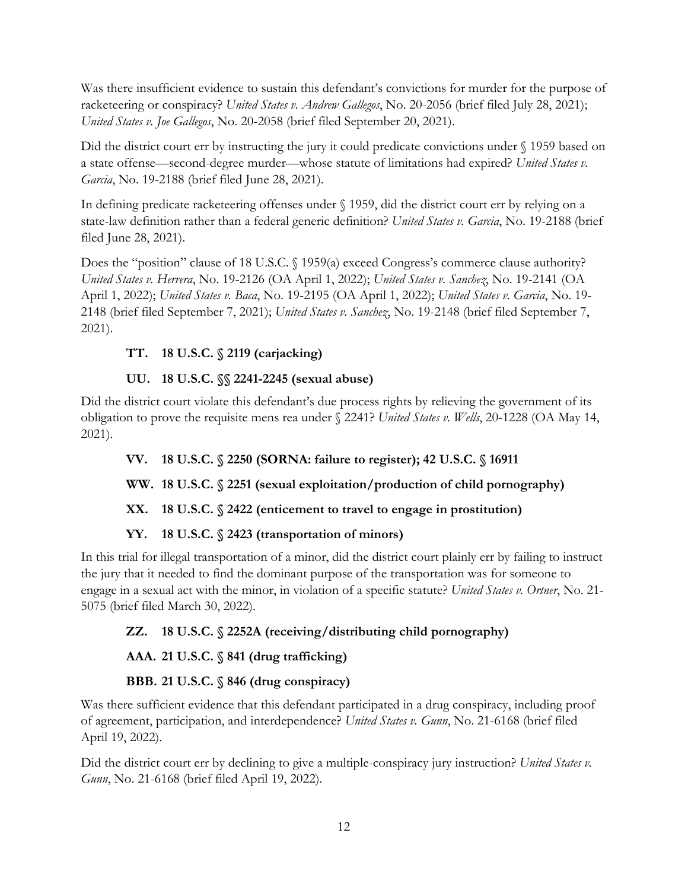Was there insufficient evidence to sustain this defendant's convictions for murder for the purpose of racketeering or conspiracy? *United States v. Andrew Gallegos*, No. 20-2056 (brief filed July 28, 2021); *United States v. Joe Gallegos*, No. 20-2058 (brief filed September 20, 2021).

Did the district court err by instructing the jury it could predicate convictions under § 1959 based on a state offense—second-degree murder—whose statute of limitations had expired? *United States v. Garcia*, No. 19-2188 (brief filed June 28, 2021).

In defining predicate racketeering offenses under § 1959, did the district court err by relying on a state-law definition rather than a federal generic definition? *United States v. Garcia*, No. 19-2188 (brief filed June 28, 2021).

Does the "position" clause of 18 U.S.C. § 1959(a) exceed Congress's commerce clause authority? *United States v. Herrera*, No. 19-2126 (OA April 1, 2022); *United States v. Sanchez*, No. 19-2141 (OA April 1, 2022); *United States v. Baca*, No. 19-2195 (OA April 1, 2022); *United States v. Garcia*, No. 19-2148 (brief filed September 7, 2021); *United States v. Sanchez*, No. 19-2148 (brief filed September 7, 2021).

### TT. 18 U.S.C. § 2119 (carjacking)

### UU. 18 U.S.C. §§ 2241-2245 (sexual abuse)

Did the district court violate this defendant's due process rights by relieving the government of its obligation to prove the requisite mens rea under § 2241? *United States v. Wells*, 20-1228 (OA May 14, 2021).

### VV. 18 U.S.C. § 2250 (SORNA: failure to register); 42 U.S.C. § 16911

### WW. 18 U.S.C. § 2251 (sexual exploitation/production of child pornography)

### XX. 18 U.S.C. § 2422 (enticement to travel to engage in prostitution)

### YY. 18 U.S.C. § 2423 (transportation of minors)

In this trial for illegal transportation of a minor, did the district court plainly err by failing to instruct the jury that it needed to find the dominant purpose of the transportation was for someone to engage in a sexual act with the minor, in violation of a specific statute? *United States v. Ortner*, No. 21-5075 (brief filed March 30, 2022).

### ZZ. 18 U.S.C. § 2252A (receiving/distributing child pornography)

### AAA. 21 U.S.C. § 841 (drug trafficking)

### BBB. 21 U.S.C. § 846 (drug conspiracy)

Was there sufficient evidence that this defendant participated in a drug conspiracy, including proof of agreement, participation, and interdependence? *United States v. Gunn*, No. 21-6168 (brief filed April 19, 2022).

Did the district court err by declining to give a multiple-conspiracy jury instruction? *United States v. Gunn*, No. 21-6168 (brief filed April 19, 2022).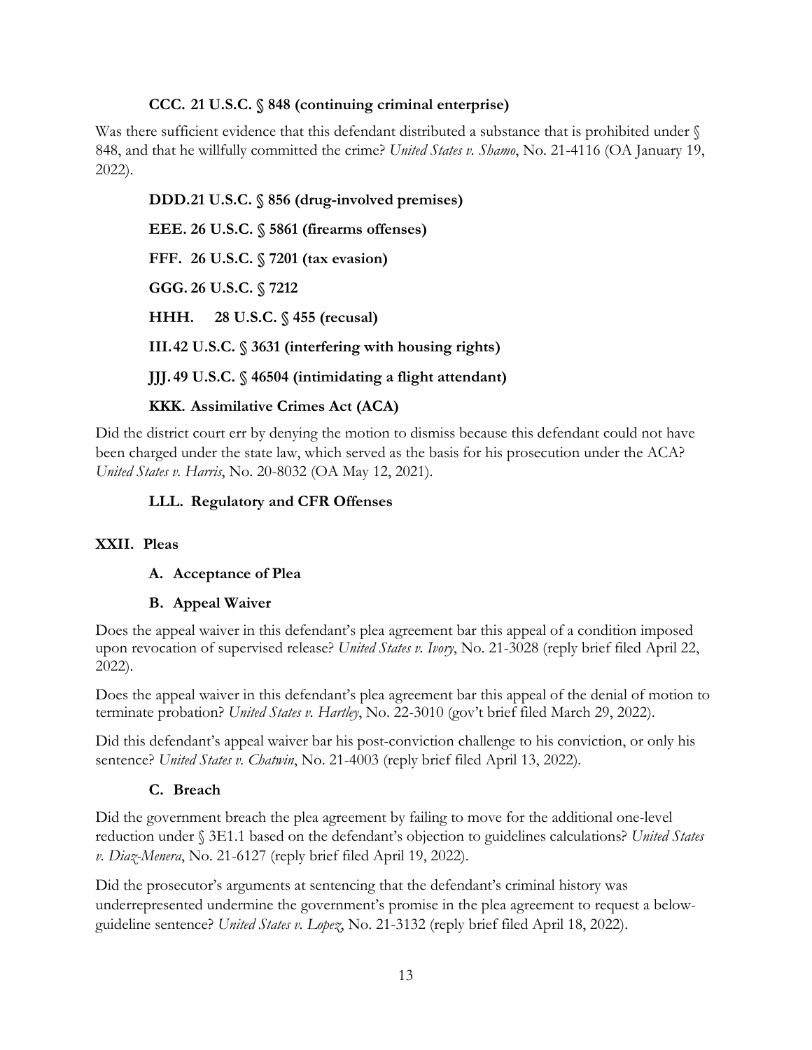### CCC. 21 U.S.C. § 848 (continuing criminal enterprise)

Was there sufficient evidence that this defendant distributed a substance that is prohibited under § 848, and that he willfully committed the crime? *United States v. Shamo*, No. 21-4116 (OA January 19, 2022).

### DDD. 21 U.S.C. § 856 (drug-involved premises)

### EEE. 26 U.S.C. § 5861 (firearms offenses)

### FFF. 26 U.S.C. § 7201 (tax evasion)

### GGG. 26 U.S.C. § 7212

### HHH. 28 U.S.C. § 455 (recusal)

### III. 42 U.S.C. § 3631 (interfering with housing rights)

### JJJ. 49 U.S.C. § 46504 (intimidating a flight attendant)

### KKK. Assimilative Crimes Act (ACA)

Did the district court err by denying the motion to dismiss because this defendant could not have been charged under the state law, which served as the basis for his prosecution under the ACA? *United States v. Harris*, No. 20-8032 (OA May 12, 2021).

### LLL. Regulatory and CFR Offenses

## XXII. Pleas

### A. Acceptance of Plea

### B. Appeal Waiver

Does the appeal waiver in this defendant's plea agreement bar this appeal of a condition imposed upon revocation of supervised release? *United States v. Ivory*, No. 21-3028 (reply brief filed April 22, 2022).

Does the appeal waiver in this defendant's plea agreement bar this appeal of the denial of motion to terminate probation? *United States v. Hartley*, No. 22-3010 (gov't brief filed March 29, 2022).

Did this defendant's appeal waiver bar his post-conviction challenge to his conviction, or only his sentence? *United States v. Chatwin*, No. 21-4003 (reply brief filed April 13, 2022).

### C. Breach

Did the government breach the plea agreement by failing to move for the additional one-level reduction under § 3E1.1 based on the defendant's objection to guidelines calculations? *United States v. Diaz-Menera*, No. 21-6127 (reply brief filed April 19, 2022).

Did the prosecutor's arguments at sentencing that the defendant's criminal history was underrepresented undermine the government's promise in the plea agreement to request a below-guideline sentence? *United States v. Lopez*, No. 21-3132 (reply brief filed April 18, 2022).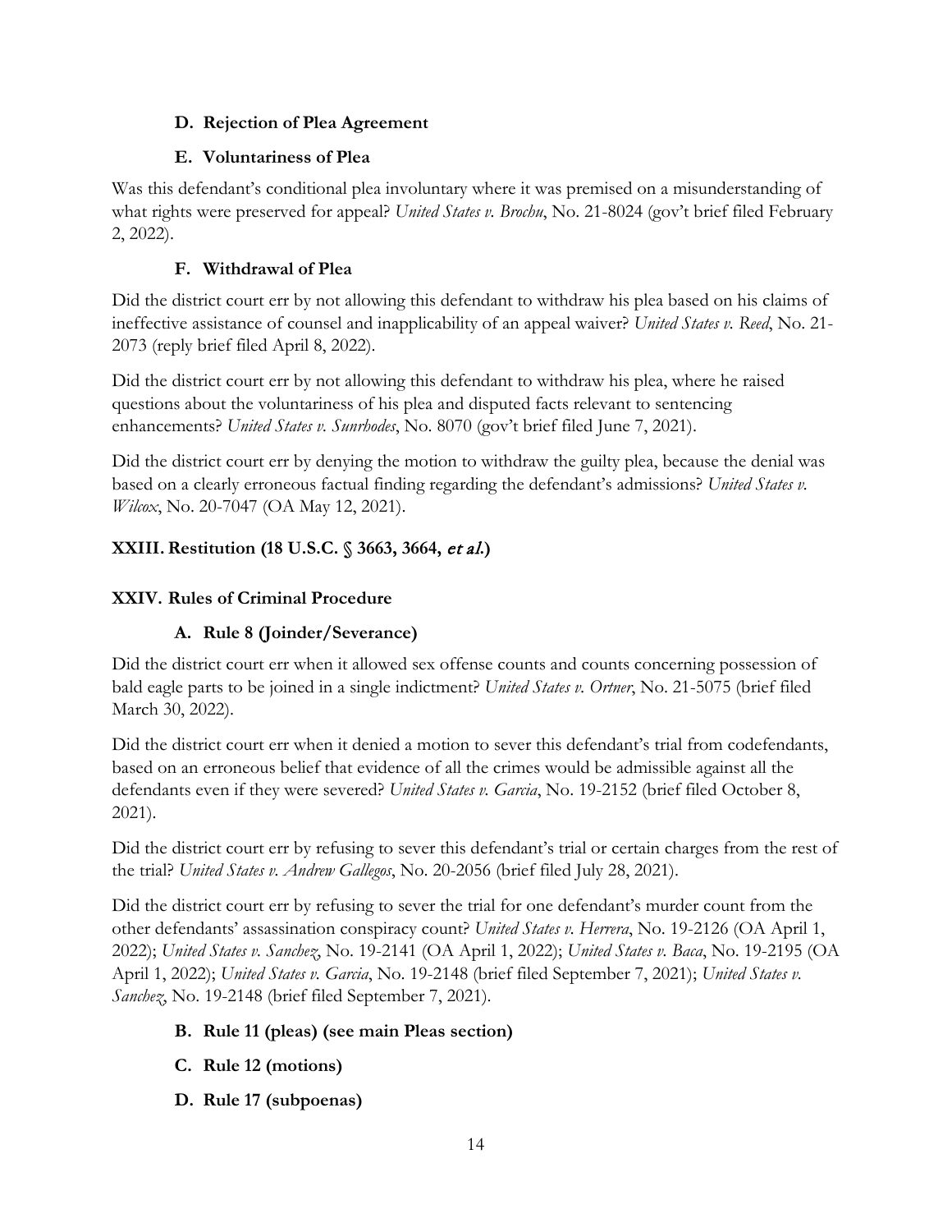### D. Rejection of Plea Agreement

### E. Voluntariness of Plea

Was this defendant's conditional plea involuntary where it was premised on a misunderstanding of what rights were preserved for appeal? *United States v. Brochu*, No. 21-8024 (gov't brief filed February 2, 2022).

### F. Withdrawal of Plea

Did the district court err by not allowing this defendant to withdraw his plea based on his claims of ineffective assistance of counsel and inapplicability of an appeal waiver? *United States v. Reed*, No. 21-2073 (reply brief filed April 8, 2022).

Did the district court err by not allowing this defendant to withdraw his plea, where he raised questions about the voluntariness of his plea and disputed facts relevant to sentencing enhancements? *United States v. Sunrhodes*, No. 8070 (gov't brief filed June 7, 2021).

Did the district court err by denying the motion to withdraw the guilty plea, because the denial was based on a clearly erroneous factual finding regarding the defendant's admissions? *United States v. Wilcox*, No. 20-7047 (OA May 12, 2021).

## XXIII. Restitution (18 U.S.C. § 3663, 3664, *et al.*)

## XXIV. Rules of Criminal Procedure

### A. Rule 8 (Joinder/Severance)

Did the district court err when it allowed sex offense counts and counts concerning possession of bald eagle parts to be joined in a single indictment? *United States v. Ortner*, No. 21-5075 (brief filed March 30, 2022).

Did the district court err when it denied a motion to sever this defendant's trial from codefendants, based on an erroneous belief that evidence of all the crimes would be admissible against all the defendants even if they were severed? *United States v. Garcia*, No. 19-2152 (brief filed October 8, 2021).

Did the district court err by refusing to sever this defendant's trial or certain charges from the rest of the trial? *United States v. Andrew Gallegos*, No. 20-2056 (brief filed July 28, 2021).

Did the district court err by refusing to sever the trial for one defendant's murder count from the other defendants' assassination conspiracy count? *United States v. Herrera*, No. 19-2126 (OA April 1, 2022); *United States v. Sanchez*, No. 19-2141 (OA April 1, 2022); *United States v. Baca*, No. 19-2195 (OA April 1, 2022); *United States v. Garcia*, No. 19-2148 (brief filed September 7, 2021); *United States v. Sanchez*, No. 19-2148 (brief filed September 7, 2021).

### B. Rule 11 (pleas) (see main Pleas section)

### C. Rule 12 (motions)

### D. Rule 17 (subpoenas)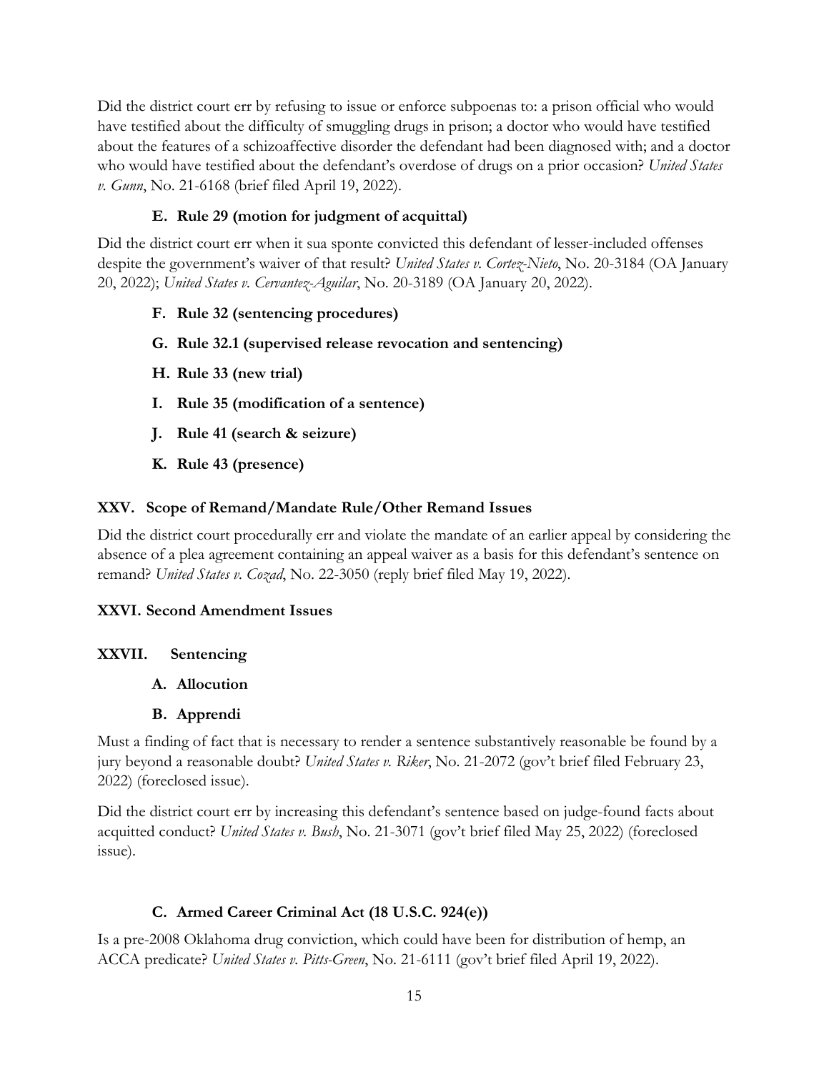Did the district court err by refusing to issue or enforce subpoenas to: a prison official who would have testified about the difficulty of smuggling drugs in prison; a doctor who would have testified about the features of a schizoaffective disorder the defendant had been diagnosed with; and a doctor who would have testified about the defendant's overdose of drugs on a prior occasion? *United States v. Gunn*, No. 21-6168 (brief filed April 19, 2022).

### E. Rule 29 (motion for judgment of acquittal)

Did the district court err when it sua sponte convicted this defendant of lesser-included offenses despite the government's waiver of that result? *United States v. Cortez-Nieto*, No. 20-3184 (OA January 20, 2022); *United States v. Cervantez-Aguilar*, No. 20-3189 (OA January 20, 2022).

### F. Rule 32 (sentencing procedures)

### G. Rule 32.1 (supervised release revocation and sentencing)

### H. Rule 33 (new trial)

### I. Rule 35 (modification of a sentence)

### J. Rule 41 (search & seizure)

### K. Rule 43 (presence)

## XXV. Scope of Remand/Mandate Rule/Other Remand Issues

Did the district court procedurally err and violate the mandate of an earlier appeal by considering the absence of a plea agreement containing an appeal waiver as a basis for this defendant's sentence on remand? *United States v. Cozad*, No. 22-3050 (reply brief filed May 19, 2022).

## XXVI. Second Amendment Issues

## XXVII. Sentencing

### A. Allocution

### B. Apprendi

Must a finding of fact that is necessary to render a sentence substantively reasonable be found by a jury beyond a reasonable doubt? *United States v. Riker*, No. 21-2072 (gov't brief filed February 23, 2022) (foreclosed issue).

Did the district court err by increasing this defendant's sentence based on judge-found facts about acquitted conduct? *United States v. Bush*, No. 21-3071 (gov't brief filed May 25, 2022) (foreclosed issue).

### C. Armed Career Criminal Act (18 U.S.C. 924(e))

Is a pre-2008 Oklahoma drug conviction, which could have been for distribution of hemp, an ACCA predicate? *United States v. Pitts-Green*, No. 21-6111 (gov't brief filed April 19, 2022).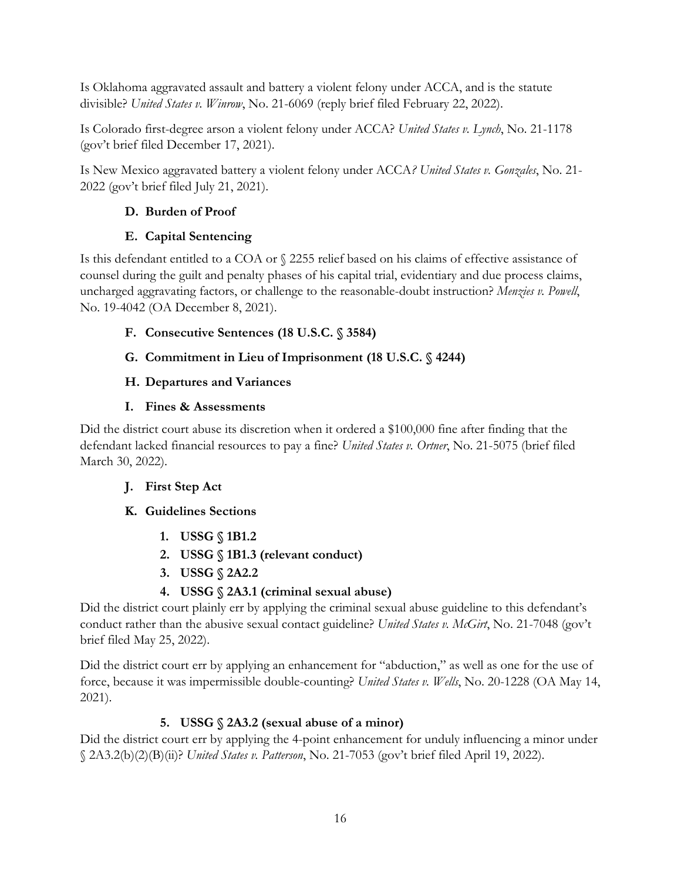Is Oklahoma aggravated assault and battery a violent felony under ACCA, and is the statute divisible? *United States v. Winrow*, No. 21-6069 (reply brief filed February 22, 2022).

Is Colorado first-degree arson a violent felony under ACCA? *United States v. Lynch*, No. 21-1178 (gov't brief filed December 17, 2021).

Is New Mexico aggravated battery a violent felony under ACCA*? United States v. Gonzales*, No. 21-2022 (gov't brief filed July 21, 2021).

### D. Burden of Proof

### E. Capital Sentencing

Is this defendant entitled to a COA or § 2255 relief based on his claims of effective assistance of counsel during the guilt and penalty phases of his capital trial, evidentiary and due process claims, uncharged aggravating factors, or challenge to the reasonable-doubt instruction? *Menzies v. Powell*, No. 19-4042 (OA December 8, 2021).

### F. Consecutive Sentences (18 U.S.C. § 3584)

### G. Commitment in Lieu of Imprisonment (18 U.S.C. § 4244)

### H. Departures and Variances

### I. Fines & Assessments

Did the district court abuse its discretion when it ordered a $100,000 fine after finding that the defendant lacked financial resources to pay a fine? *United States v. Ortner*, No. 21-5075 (brief filed March 30, 2022).

### J. First Step Act

### K. Guidelines Sections

#### 1. USSG § 1B1.2

#### 2. USSG § 1B1.3 (relevant conduct)

#### 3. USSG § 2A2.2

#### 4. USSG § 2A3.1 (criminal sexual abuse)

Did the district court plainly err by applying the criminal sexual abuse guideline to this defendant's conduct rather than the abusive sexual contact guideline? *United States v. McGirt*, No. 21-7048 (gov't brief filed May 25, 2022).

Did the district court err by applying an enhancement for "abduction," as well as one for the use of force, because it was impermissible double-counting? *United States v. Wells*, No. 20-1228 (OA May 14, 2021).

#### 5. USSG § 2A3.2 (sexual abuse of a minor)

Did the district court err by applying the 4-point enhancement for unduly influencing a minor under § 2A3.2(b)(2)(B)(ii)? *United States v. Patterson*, No. 21-7053 (gov't brief filed April 19, 2022).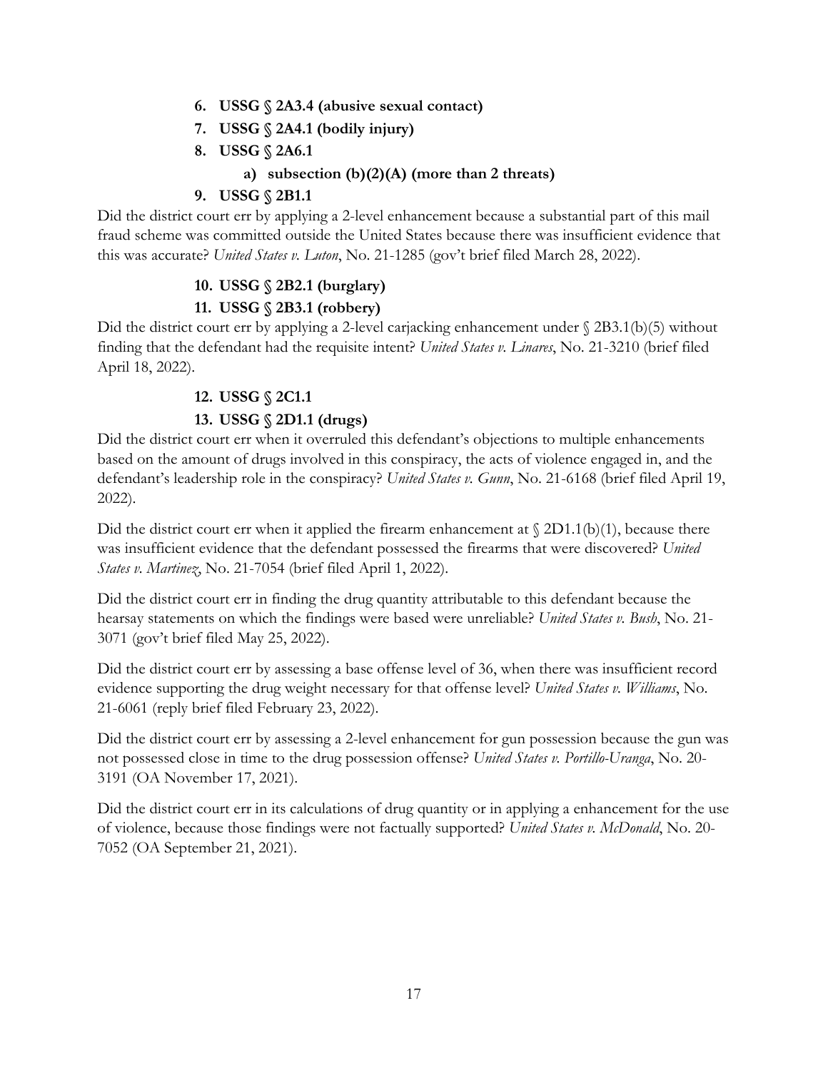### 6. USSG § 2A3.4 (abusive sexual contact)

### 7. USSG § 2A4.1 (bodily injury)

### 8. USSG § 2A6.1

#### a) subsection (b)(2)(A) (more than 2 threats)

### 9. USSG § 2B1.1

Did the district court err by applying a 2-level enhancement because a substantial part of this mail fraud scheme was committed outside the United States because there was insufficient evidence that this was accurate? *United States v. Luton*, No. 21-1285 (gov't brief filed March 28, 2022).

### 10. USSG § 2B2.1 (burglary)

### 11. USSG § 2B3.1 (robbery)

Did the district court err by applying a 2-level carjacking enhancement under § 2B3.1(b)(5) without finding that the defendant had the requisite intent? *United States v. Linares*, No. 21-3210 (brief filed April 18, 2022).

### 12. USSG § 2C1.1

### 13. USSG § 2D1.1 (drugs)

Did the district court err when it overruled this defendant's objections to multiple enhancements based on the amount of drugs involved in this conspiracy, the acts of violence engaged in, and the defendant's leadership role in the conspiracy? *United States v. Gunn*, No. 21-6168 (brief filed April 19, 2022).

Did the district court err when it applied the firearm enhancement at § 2D1.1(b)(1), because there was insufficient evidence that the defendant possessed the firearms that were discovered? *United States v. Martinez*, No. 21-7054 (brief filed April 1, 2022).

Did the district court err in finding the drug quantity attributable to this defendant because the hearsay statements on which the findings were based were unreliable? *United States v. Bush*, No. 21-3071 (gov't brief filed May 25, 2022).

Did the district court err by assessing a base offense level of 36, when there was insufficient record evidence supporting the drug weight necessary for that offense level? *United States v. Williams*, No. 21-6061 (reply brief filed February 23, 2022).

Did the district court err by assessing a 2-level enhancement for gun possession because the gun was not possessed close in time to the drug possession offense? *United States v. Portillo-Uranga*, No. 20-3191 (OA November 17, 2021).

Did the district court err in its calculations of drug quantity or in applying a enhancement for the use of violence, because those findings were not factually supported? *United States v. McDonald*, No. 20-7052 (OA September 21, 2021).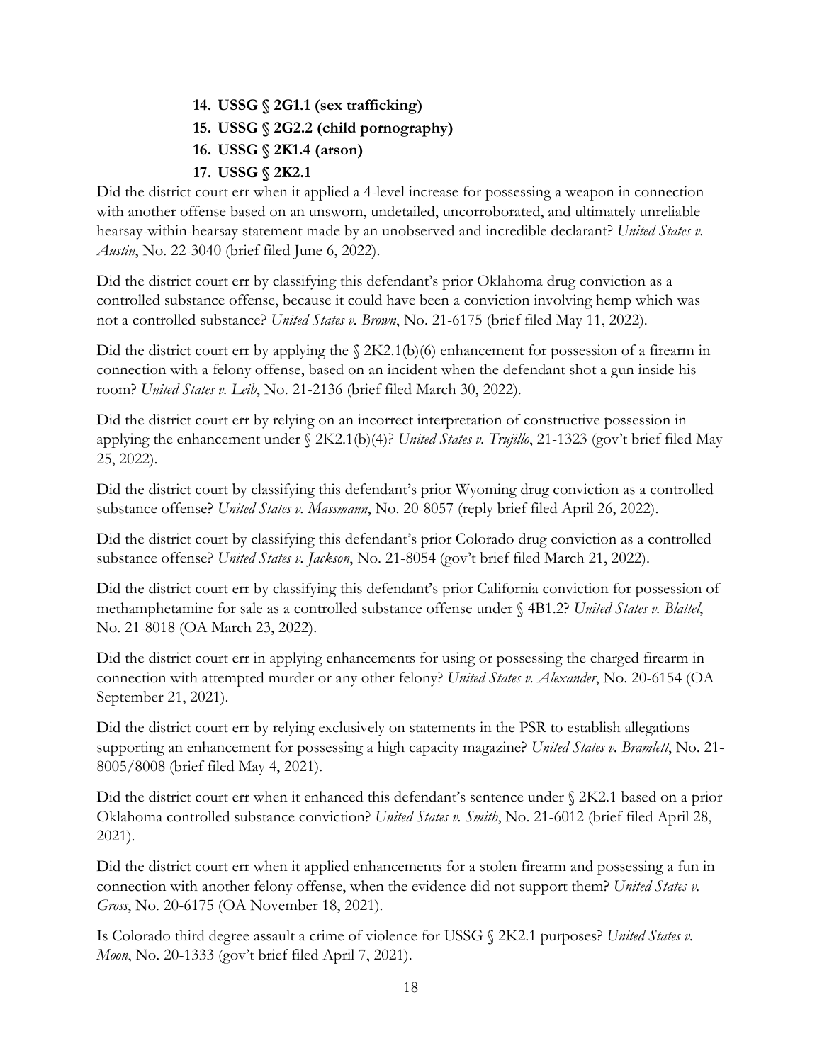14. **USSG § 2G1.1 (sex trafficking)**
15. **USSG § 2G2.2 (child pornography)**
16. **USSG § 2K1.4 (arson)**
17. **USSG § 2K2.1**

Did the district court err when it applied a 4-level increase for possessing a weapon in connection with another offense based on an unsworn, undetailed, uncorroborated, and ultimately unreliable hearsay-within-hearsay statement made by an unobserved and incredible declarant? *United States v. Austin*, No. 22-3040 (brief filed June 6, 2022).

Did the district court err by classifying this defendant's prior Oklahoma drug conviction as a controlled substance offense, because it could have been a conviction involving hemp which was not a controlled substance? *United States v. Brown*, No. 21-6175 (brief filed May 11, 2022).

Did the district court err by applying the § 2K2.1(b)(6) enhancement for possession of a firearm in connection with a felony offense, based on an incident when the defendant shot a gun inside his room? *United States v. Leib*, No. 21-2136 (brief filed March 30, 2022).

Did the district court err by relying on an incorrect interpretation of constructive possession in applying the enhancement under § 2K2.1(b)(4)? *United States v. Trujillo*, 21-1323 (gov't brief filed May 25, 2022).

Did the district court by classifying this defendant's prior Wyoming drug conviction as a controlled substance offense? *United States v. Massmann*, No. 20-8057 (reply brief filed April 26, 2022).

Did the district court by classifying this defendant's prior Colorado drug conviction as a controlled substance offense? *United States v. Jackson*, No. 21-8054 (gov't brief filed March 21, 2022).

Did the district court err by classifying this defendant's prior California conviction for possession of methamphetamine for sale as a controlled substance offense under § 4B1.2? *United States v. Blattel*, No. 21-8018 (OA March 23, 2022).

Did the district court err in applying enhancements for using or possessing the charged firearm in connection with attempted murder or any other felony? *United States v. Alexander*, No. 20-6154 (OA September 21, 2021).

Did the district court err by relying exclusively on statements in the PSR to establish allegations supporting an enhancement for possessing a high capacity magazine? *United States v. Bramlett*, No. 21-8005/8008 (brief filed May 4, 2021).

Did the district court err when it enhanced this defendant's sentence under § 2K2.1 based on a prior Oklahoma controlled substance conviction? *United States v. Smith*, No. 21-6012 (brief filed April 28, 2021).

Did the district court err when it applied enhancements for a stolen firearm and possessing a fun in connection with another felony offense, when the evidence did not support them? *United States v. Gross*, No. 20-6175 (OA November 18, 2021).

Is Colorado third degree assault a crime of violence for USSG § 2K2.1 purposes? *United States v. Moon*, No. 20-1333 (gov't brief filed April 7, 2021).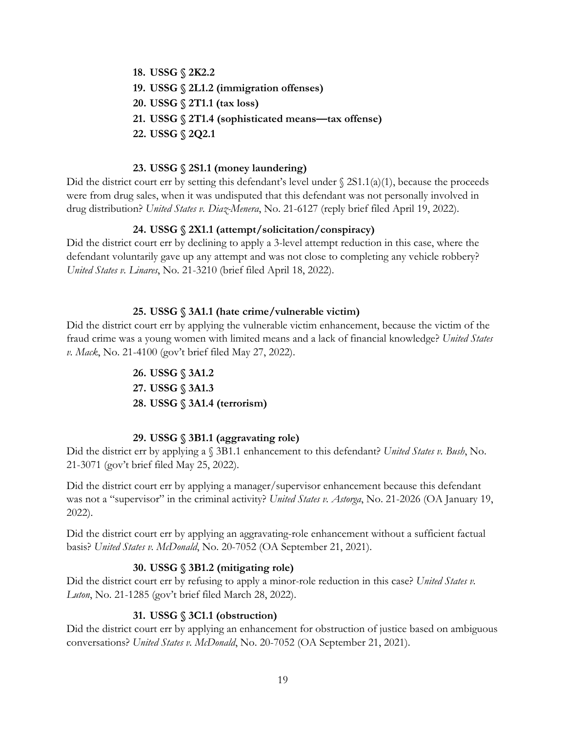**18. USSG § 2K2.2**

**19. USSG § 2L1.2 (immigration offenses)**

**20. USSG § 2T1.1 (tax loss)**

**21. USSG § 2T1.4 (sophisticated means—tax offense)**

**22. USSG § 2Q2.1**

**23. USSG § 2S1.1 (money laundering)**

Did the district court err by setting this defendant's level under § 2S1.1(a)(1), because the proceeds were from drug sales, when it was undisputed that this defendant was not personally involved in drug distribution? *United States v. Diaz-Menera*, No. 21-6127 (reply brief filed April 19, 2022).

**24. USSG § 2X1.1 (attempt/solicitation/conspiracy)**

Did the district court err by declining to apply a 3-level attempt reduction in this case, where the defendant voluntarily gave up any attempt and was not close to completing any vehicle robbery? *United States v. Linares*, No. 21-3210 (brief filed April 18, 2022).

**25. USSG § 3A1.1 (hate crime/vulnerable victim)**

Did the district court err by applying the vulnerable victim enhancement, because the victim of the fraud crime was a young women with limited means and a lack of financial knowledge? *United States v. Mack*, No. 21-4100 (gov't brief filed May 27, 2022).

**26. USSG § 3A1.2**

**27. USSG § 3A1.3**

**28. USSG § 3A1.4 (terrorism)**

**29. USSG § 3B1.1 (aggravating role)**

Did the district err by applying a § 3B1.1 enhancement to this defendant? *United States v. Bush*, No. 21-3071 (gov't brief filed May 25, 2022).

Did the district court err by applying a manager/supervisor enhancement because this defendant was not a "supervisor" in the criminal activity? *United States v. Astorga*, No. 21-2026 (OA January 19, 2022).

Did the district court err by applying an aggravating-role enhancement without a sufficient factual basis? *United States v. McDonald*, No. 20-7052 (OA September 21, 2021).

**30. USSG § 3B1.2 (mitigating role)**

Did the district court err by refusing to apply a minor-role reduction in this case? *United States v. Luton*, No. 21-1285 (gov't brief filed March 28, 2022).

**31. USSG § 3C1.1 (obstruction)**

Did the district court err by applying an enhancement for obstruction of justice based on ambiguous conversations? *United States v. McDonald*, No. 20-7052 (OA September 21, 2021).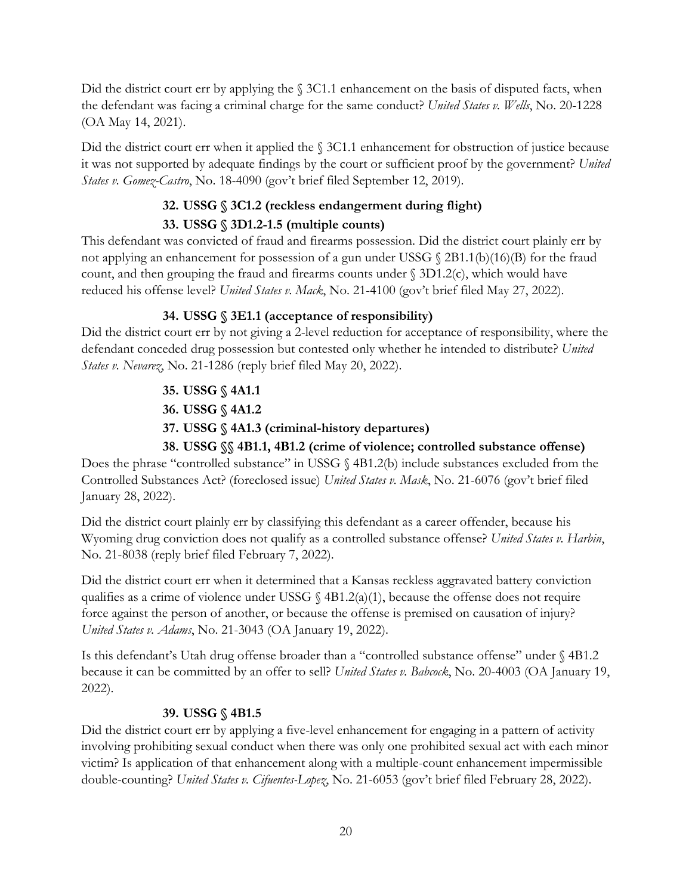Did the district court err by applying the § 3C1.1 enhancement on the basis of disputed facts, when the defendant was facing a criminal charge for the same conduct? *United States v. Wells*, No. 20-1228 (OA May 14, 2021).

Did the district court err when it applied the § 3C1.1 enhancement for obstruction of justice because it was not supported by adequate findings by the court or sufficient proof by the government? *United States v. Gomez-Castro*, No. 18-4090 (gov't brief filed September 12, 2019).

### 32. USSG § 3C1.2 (reckless endangerment during flight)

### 33. USSG § 3D1.2-1.5 (multiple counts)

This defendant was convicted of fraud and firearms possession. Did the district court plainly err by not applying an enhancement for possession of a gun under USSG § 2B1.1(b)(16)(B) for the fraud count, and then grouping the fraud and firearms counts under § 3D1.2(c), which would have reduced his offense level? *United States v. Mack*, No. 21-4100 (gov't brief filed May 27, 2022).

### 34. USSG § 3E1.1 (acceptance of responsibility)

Did the district court err by not giving a 2-level reduction for acceptance of responsibility, where the defendant conceded drug possession but contested only whether he intended to distribute? *United States v. Nevarez*, No. 21-1286 (reply brief filed May 20, 2022).

### 35. USSG § 4A1.1

### 36. USSG § 4A1.2

### 37. USSG § 4A1.3 (criminal-history departures)

### 38. USSG §§ 4B1.1, 4B1.2 (crime of violence; controlled substance offense)

Does the phrase "controlled substance" in USSG § 4B1.2(b) include substances excluded from the Controlled Substances Act? (foreclosed issue) *United States v. Mask*, No. 21-6076 (gov't brief filed January 28, 2022).

Did the district court plainly err by classifying this defendant as a career offender, because his Wyoming drug conviction does not qualify as a controlled substance offense? *United States v. Harbin*, No. 21-8038 (reply brief filed February 7, 2022).

Did the district court err when it determined that a Kansas reckless aggravated battery conviction qualifies as a crime of violence under USSG § 4B1.2(a)(1), because the offense does not require force against the person of another, or because the offense is premised on causation of injury? *United States v. Adams*, No. 21-3043 (OA January 19, 2022).

Is this defendant's Utah drug offense broader than a "controlled substance offense" under § 4B1.2 because it can be committed by an offer to sell? *United States v. Babcock*, No. 20-4003 (OA January 19, 2022).

### 39. USSG § 4B1.5

Did the district court err by applying a five-level enhancement for engaging in a pattern of activity involving prohibiting sexual conduct when there was only one prohibited sexual act with each minor victim? Is application of that enhancement along with a multiple-count enhancement impermissible double-counting? *United States v. Cifuentes-Lopez*, No. 21-6053 (gov't brief filed February 28, 2022).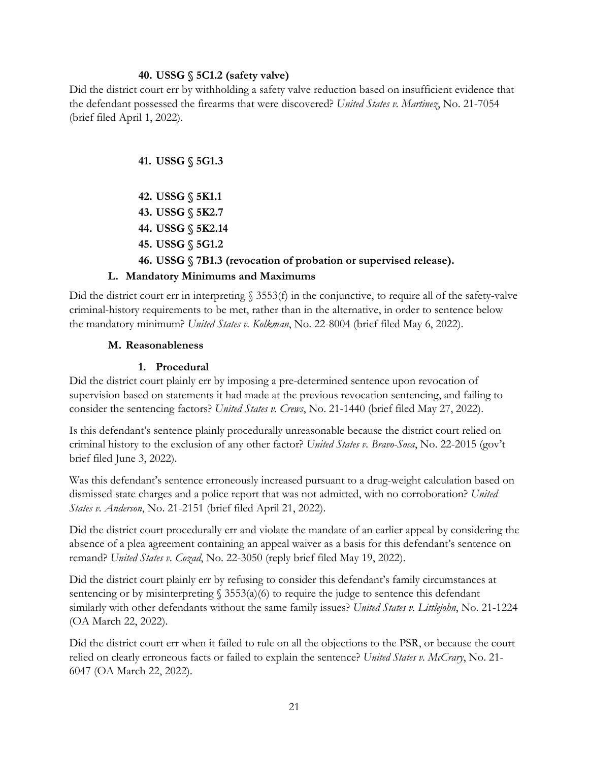#### 40. USSG § 5C1.2 (safety valve)

Did the district court err by withholding a safety valve reduction based on insufficient evidence that the defendant possessed the firearms that were discovered? *United States v. Martinez*, No. 21-7054 (brief filed April 1, 2022).

#### 41. USSG § 5G1.3

#### 42. USSG § 5K1.1

#### 43. USSG § 5K2.7

#### 44. USSG § 5K2.14

#### 45. USSG § 5G1.2

#### 46. USSG § 7B1.3 (revocation of probation or supervised release).

### L. Mandatory Minimums and Maximums

Did the district court err in interpreting § 3553(f) in the conjunctive, to require all of the safety-valve criminal-history requirements to be met, rather than in the alternative, in order to sentence below the mandatory minimum? *United States v. Kolkman*, No. 22-8004 (brief filed May 6, 2022).

### M. Reasonableness

#### 1. Procedural

Did the district court plainly err by imposing a pre-determined sentence upon revocation of supervision based on statements it had made at the previous revocation sentencing, and failing to consider the sentencing factors? *United States v. Crews*, No. 21-1440 (brief filed May 27, 2022).

Is this defendant's sentence plainly procedurally unreasonable because the district court relied on criminal history to the exclusion of any other factor? *United States v. Bravo-Sosa*, No. 22-2015 (gov't brief filed June 3, 2022).

Was this defendant's sentence erroneously increased pursuant to a drug-weight calculation based on dismissed state charges and a police report that was not admitted, with no corroboration? *United States v. Anderson*, No. 21-2151 (brief filed April 21, 2022).

Did the district court procedurally err and violate the mandate of an earlier appeal by considering the absence of a plea agreement containing an appeal waiver as a basis for this defendant's sentence on remand? *United States v. Cozad*, No. 22-3050 (reply brief filed May 19, 2022).

Did the district court plainly err by refusing to consider this defendant's family circumstances at sentencing or by misinterpreting § 3553(a)(6) to require the judge to sentence this defendant similarly with other defendants without the same family issues? *United States v. Littlejohn*, No. 21-1224 (OA March 22, 2022).

Did the district court err when it failed to rule on all the objections to the PSR, or because the court relied on clearly erroneous facts or failed to explain the sentence? *United States v. McCrary*, No. 21-6047 (OA March 22, 2022).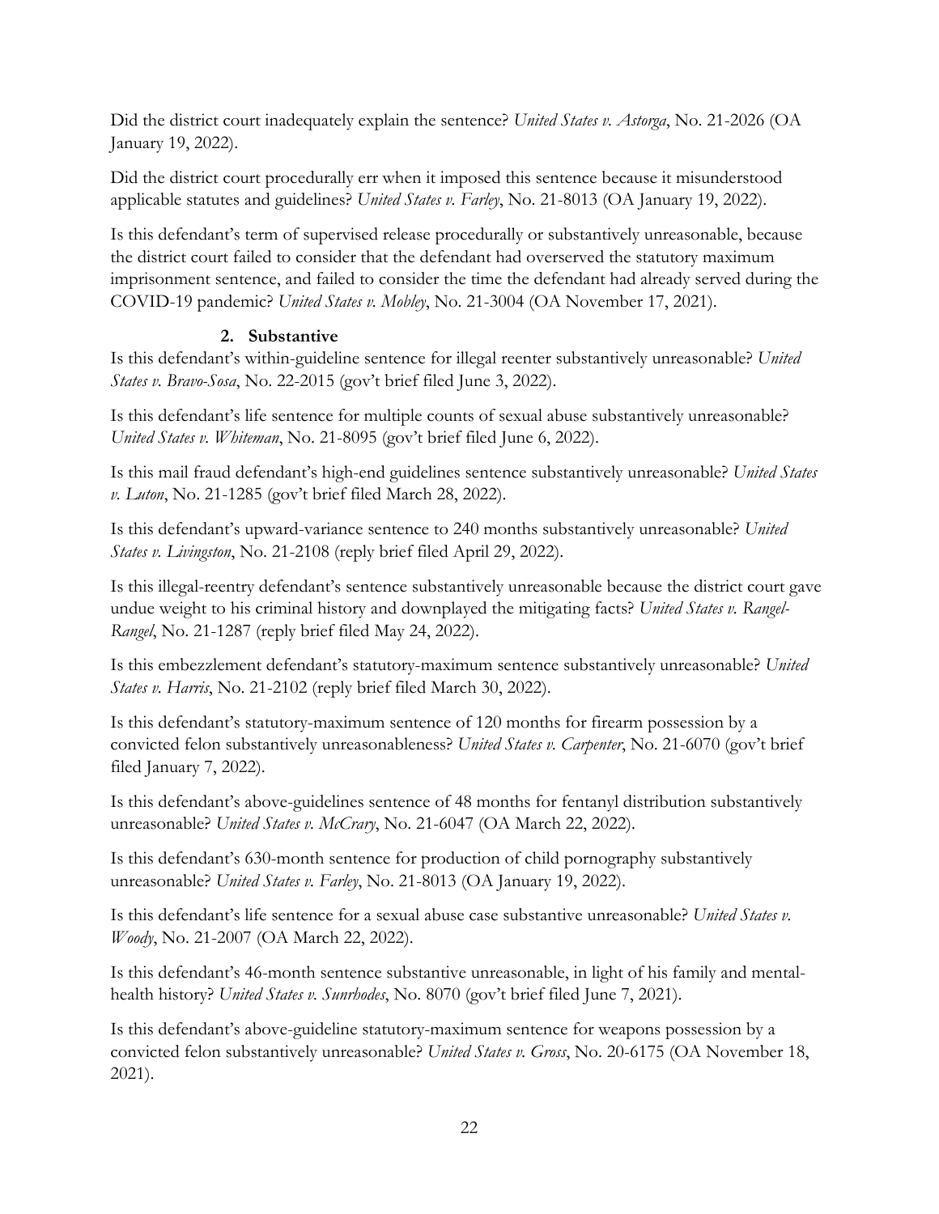Did the district court inadequately explain the sentence? *United States v. Astorga*, No. 21-2026 (OA January 19, 2022).

Did the district court procedurally err when it imposed this sentence because it misunderstood applicable statutes and guidelines? *United States v. Farley*, No. 21-8013 (OA January 19, 2022).

Is this defendant's term of supervised release procedurally or substantively unreasonable, because the district court failed to consider that the defendant had overserved the statutory maximum imprisonment sentence, and failed to consider the time the defendant had already served during the COVID-19 pandemic? *United States v. Mobley*, No. 21-3004 (OA November 17, 2021).

#### 2. Substantive

Is this defendant's within-guideline sentence for illegal reenter substantively unreasonable? *United States v. Bravo-Sosa*, No. 22-2015 (gov't brief filed June 3, 2022).

Is this defendant's life sentence for multiple counts of sexual abuse substantively unreasonable? *United States v. Whiteman*, No. 21-8095 (gov't brief filed June 6, 2022).

Is this mail fraud defendant's high-end guidelines sentence substantively unreasonable? *United States v. Luton*, No. 21-1285 (gov't brief filed March 28, 2022).

Is this defendant's upward-variance sentence to 240 months substantively unreasonable? *United States v. Livingston*, No. 21-2108 (reply brief filed April 29, 2022).

Is this illegal-reentry defendant's sentence substantively unreasonable because the district court gave undue weight to his criminal history and downplayed the mitigating facts? *United States v. Rangel-Rangel*, No. 21-1287 (reply brief filed May 24, 2022).

Is this embezzlement defendant's statutory-maximum sentence substantively unreasonable? *United States v. Harris*, No. 21-2102 (reply brief filed March 30, 2022).

Is this defendant's statutory-maximum sentence of 120 months for firearm possession by a convicted felon substantively unreasonableness? *United States v. Carpenter*, No. 21-6070 (gov't brief filed January 7, 2022).

Is this defendant's above-guidelines sentence of 48 months for fentanyl distribution substantively unreasonable? *United States v. McCrary*, No. 21-6047 (OA March 22, 2022).

Is this defendant's 630-month sentence for production of child pornography substantively unreasonable? *United States v. Farley*, No. 21-8013 (OA January 19, 2022).

Is this defendant's life sentence for a sexual abuse case substantive unreasonable? *United States v. Woody*, No. 21-2007 (OA March 22, 2022).

Is this defendant's 46-month sentence substantive unreasonable, in light of his family and mental-health history? *United States v. Sunrhodes*, No. 8070 (gov't brief filed June 7, 2021).

Is this defendant's above-guideline statutory-maximum sentence for weapons possession by a convicted felon substantively unreasonable? *United States v. Gross*, No. 20-6175 (OA November 18, 2021).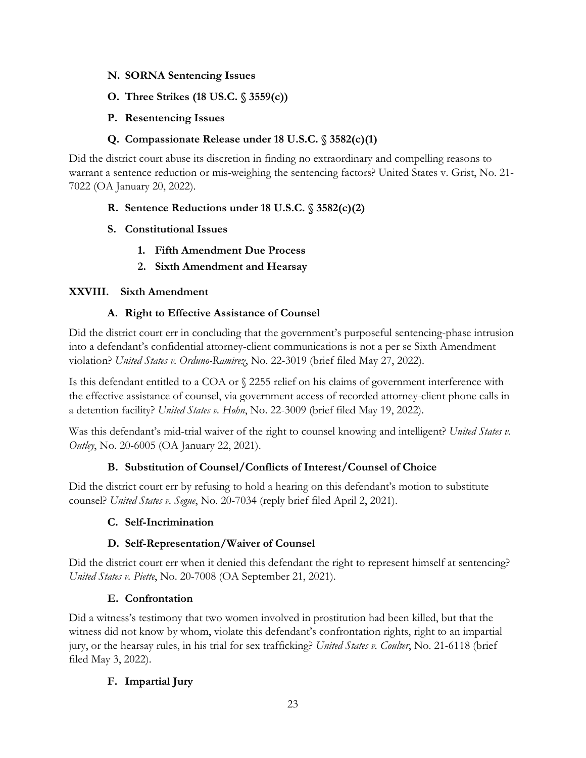### N. SORNA Sentencing Issues

### O. Three Strikes (18 US.C. § 3559(c))

### P. Resentencing Issues

### Q. Compassionate Release under 18 U.S.C. § 3582(c)(1)

Did the district court abuse its discretion in finding no extraordinary and compelling reasons to warrant a sentence reduction or mis-weighing the sentencing factors? United States v. Grist, No. 21-7022 (OA January 20, 2022).

### R. Sentence Reductions under 18 U.S.C. § 3582(c)(2)

### S. Constitutional Issues

#### 1. Fifth Amendment Due Process

#### 2. Sixth Amendment and Hearsay

## XXVIII. Sixth Amendment

### A. Right to Effective Assistance of Counsel

Did the district court err in concluding that the government's purposeful sentencing-phase intrusion into a defendant's confidential attorney-client communications is not a per se Sixth Amendment violation? *United States v. Orduno-Ramirez*, No. 22-3019 (brief filed May 27, 2022).

Is this defendant entitled to a COA or § 2255 relief on his claims of government interference with the effective assistance of counsel, via government access of recorded attorney-client phone calls in a detention facility? *United States v. Hohn*, No. 22-3009 (brief filed May 19, 2022).

Was this defendant's mid-trial waiver of the right to counsel knowing and intelligent? *United States v. Outley*, No. 20-6005 (OA January 22, 2021).

### B. Substitution of Counsel/Conflicts of Interest/Counsel of Choice

Did the district court err by refusing to hold a hearing on this defendant's motion to substitute counsel? *United States v. Segue*, No. 20-7034 (reply brief filed April 2, 2021).

### C. Self-Incrimination

### D. Self-Representation/Waiver of Counsel

Did the district court err when it denied this defendant the right to represent himself at sentencing? *United States v. Piette*, No. 20-7008 (OA September 21, 2021).

### E. Confrontation

Did a witness's testimony that two women involved in prostitution had been killed, but that the witness did not know by whom, violate this defendant's confrontation rights, right to an impartial jury, or the hearsay rules, in his trial for sex trafficking? *United States v. Coulter*, No. 21-6118 (brief filed May 3, 2022).

### F. Impartial Jury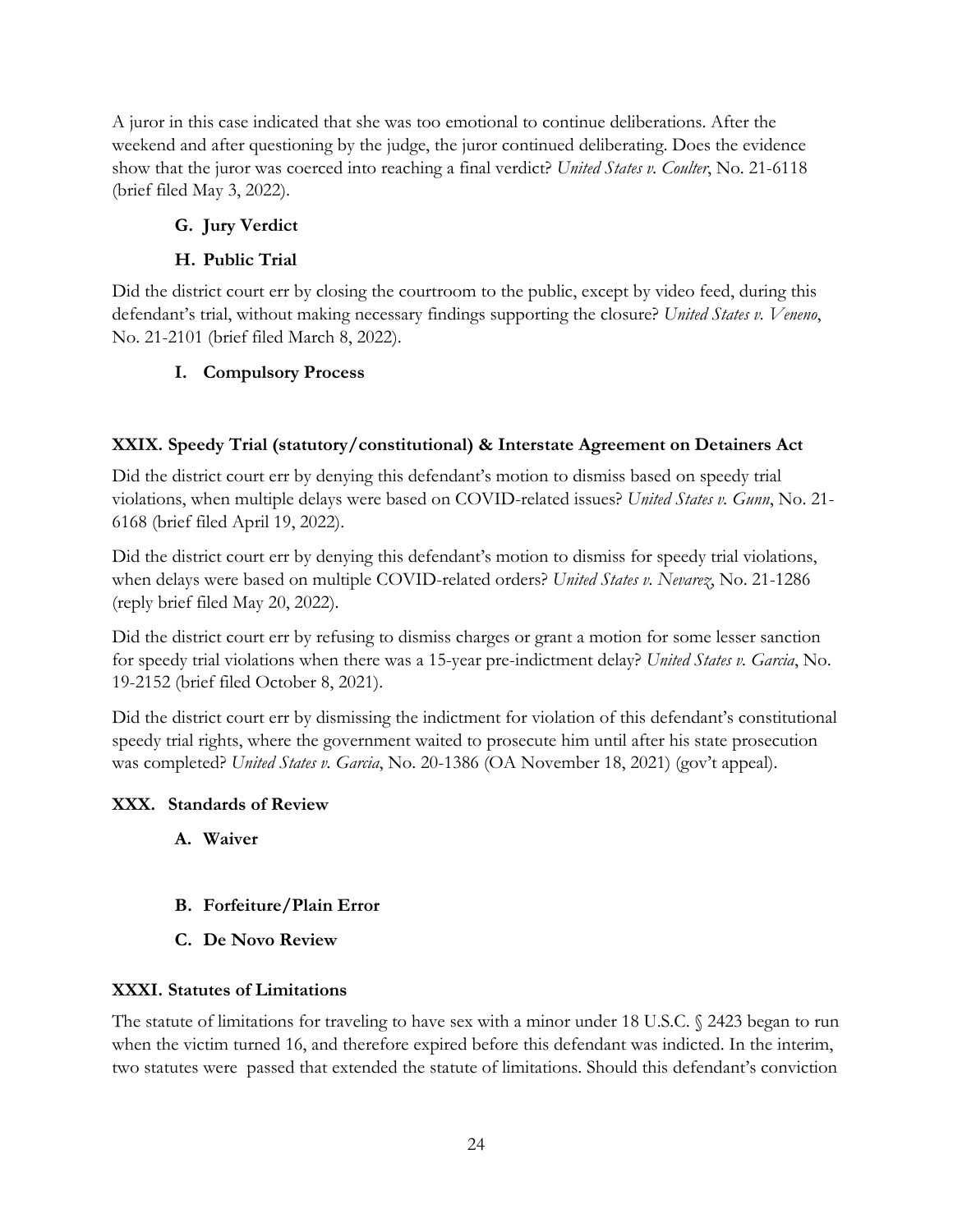A juror in this case indicated that she was too emotional to continue deliberations. After the weekend and after questioning by the judge, the juror continued deliberating. Does the evidence show that the juror was coerced into reaching a final verdict? *United States v. Coulter*, No. 21-6118 (brief filed May 3, 2022).

### G. Jury Verdict

### H. Public Trial

Did the district court err by closing the courtroom to the public, except by video feed, during this defendant's trial, without making necessary findings supporting the closure? *United States v. Veneno*, No. 21-2101 (brief filed March 8, 2022).

### I. Compulsory Process

## XXIX. Speedy Trial (statutory/constitutional) & Interstate Agreement on Detainers Act

Did the district court err by denying this defendant's motion to dismiss based on speedy trial violations, when multiple delays were based on COVID-related issues? *United States v. Gunn*, No. 21-6168 (brief filed April 19, 2022).

Did the district court err by denying this defendant's motion to dismiss for speedy trial violations, when delays were based on multiple COVID-related orders? *United States v. Nevarez*, No. 21-1286 (reply brief filed May 20, 2022).

Did the district court err by refusing to dismiss charges or grant a motion for some lesser sanction for speedy trial violations when there was a 15-year pre-indictment delay? *United States v. Garcia*, No. 19-2152 (brief filed October 8, 2021).

Did the district court err by dismissing the indictment for violation of this defendant's constitutional speedy trial rights, where the government waited to prosecute him until after his state prosecution was completed? *United States v. Garcia*, No. 20-1386 (OA November 18, 2021) (gov't appeal).

## XXX. Standards of Review

### A. Waiver

### B. Forfeiture/Plain Error

### C. De Novo Review

## XXXI. Statutes of Limitations

The statute of limitations for traveling to have sex with a minor under 18 U.S.C. § 2423 began to run when the victim turned 16, and therefore expired before this defendant was indicted. In the interim, two statutes were passed that extended the statute of limitations. Should this defendant's conviction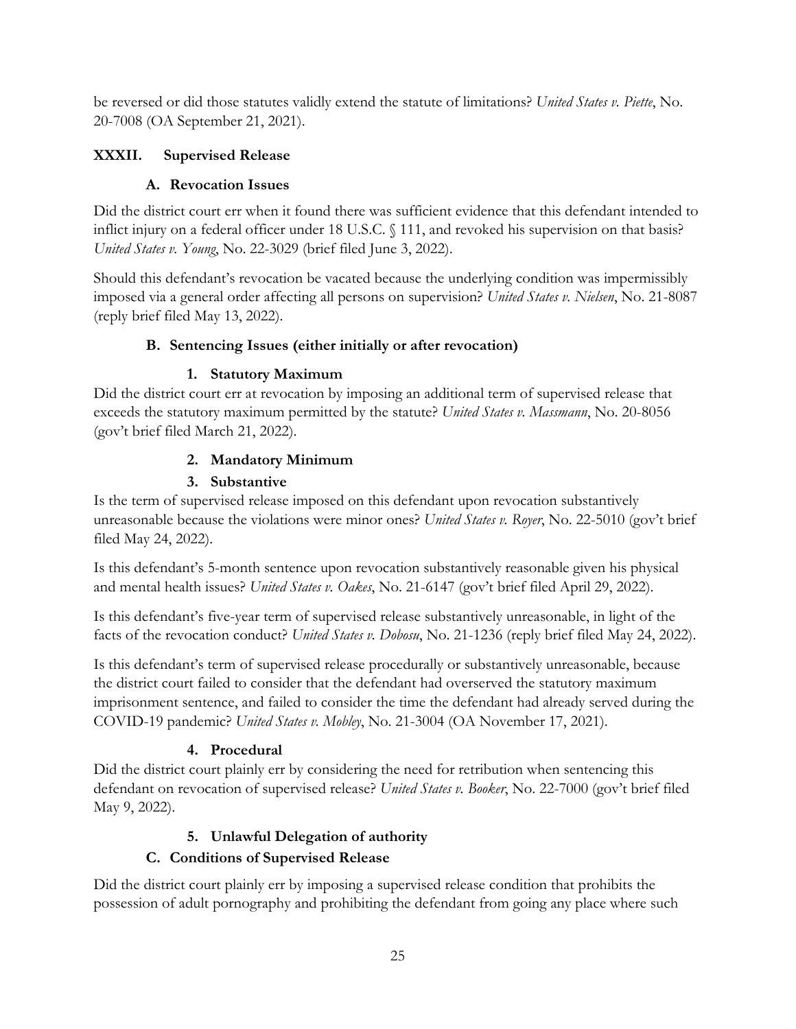be reversed or did those statutes validly extend the statute of limitations? *United States v. Piette*, No. 20-7008 (OA September 21, 2021).

## XXXII. Supervised Release

### A. Revocation Issues

Did the district court err when it found there was sufficient evidence that this defendant intended to inflict injury on a federal officer under 18 U.S.C. § 111, and revoked his supervision on that basis? *United States v. Young*, No. 22-3029 (brief filed June 3, 2022).

Should this defendant's revocation be vacated because the underlying condition was impermissibly imposed via a general order affecting all persons on supervision? *United States v. Nielsen*, No. 21-8087 (reply brief filed May 13, 2022).

### B. Sentencing Issues (either initially or after revocation)

#### 1. Statutory Maximum

Did the district court err at revocation by imposing an additional term of supervised release that exceeds the statutory maximum permitted by the statute? *United States v. Massmann*, No. 20-8056 (gov't brief filed March 21, 2022).

#### 2. Mandatory Minimum

#### 3. Substantive

Is the term of supervised release imposed on this defendant upon revocation substantively unreasonable because the violations were minor ones? *United States v. Royer*, No. 22-5010 (gov't brief filed May 24, 2022).

Is this defendant's 5-month sentence upon revocation substantively reasonable given his physical and mental health issues? *United States v. Oakes*, No. 21-6147 (gov't brief filed April 29, 2022).

Is this defendant's five-year term of supervised release substantively unreasonable, in light of the facts of the revocation conduct? *United States v. Dobosu*, No. 21-1236 (reply brief filed May 24, 2022).

Is this defendant's term of supervised release procedurally or substantively unreasonable, because the district court failed to consider that the defendant had overserved the statutory maximum imprisonment sentence, and failed to consider the time the defendant had already served during the COVID-19 pandemic? *United States v. Mobley*, No. 21-3004 (OA November 17, 2021).

#### 4. Procedural

Did the district court plainly err by considering the need for retribution when sentencing this defendant on revocation of supervised release? *United States v. Booker*, No. 22-7000 (gov't brief filed May 9, 2022).

#### 5. Unlawful Delegation of authority

### C. Conditions of Supervised Release

Did the district court plainly err by imposing a supervised release condition that prohibits the possession of adult pornography and prohibiting the defendant from going any place where such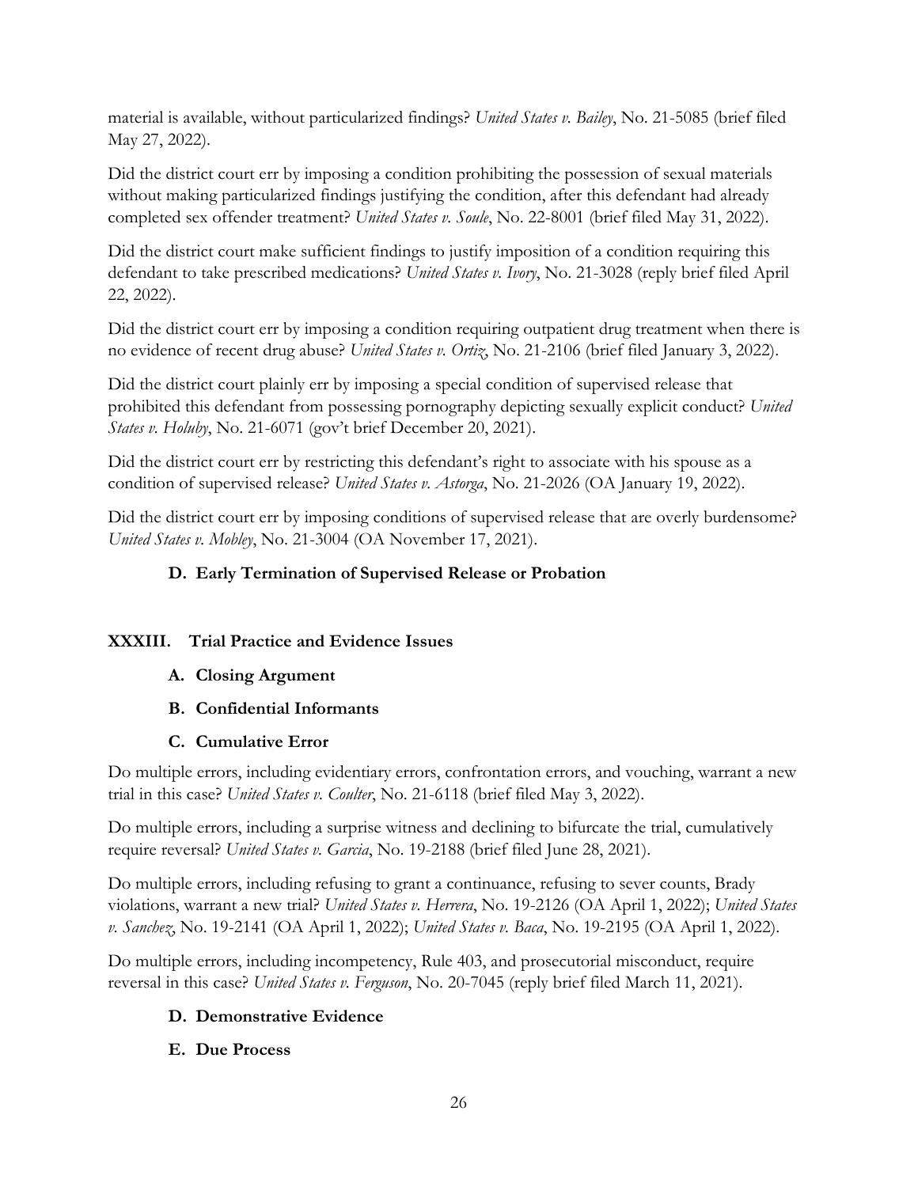material is available, without particularized findings? *United States v. Bailey*, No. 21-5085 (brief filed May 27, 2022).

Did the district court err by imposing a condition prohibiting the possession of sexual materials without making particularized findings justifying the condition, after this defendant had already completed sex offender treatment? *United States v. Soule*, No. 22-8001 (brief filed May 31, 2022).

Did the district court make sufficient findings to justify imposition of a condition requiring this defendant to take prescribed medications? *United States v. Ivory*, No. 21-3028 (reply brief filed April 22, 2022).

Did the district court err by imposing a condition requiring outpatient drug treatment when there is no evidence of recent drug abuse? *United States v. Ortiz*, No. 21-2106 (brief filed January 3, 2022).

Did the district court plainly err by imposing a special condition of supervised release that prohibited this defendant from possessing pornography depicting sexually explicit conduct? *United States v. Holuby*, No. 21-6071 (gov't brief December 20, 2021).

Did the district court err by restricting this defendant's right to associate with his spouse as a condition of supervised release? *United States v. Astorga*, No. 21-2026 (OA January 19, 2022).

Did the district court err by imposing conditions of supervised release that are overly burdensome? *United States v. Mobley*, No. 21-3004 (OA November 17, 2021).

### D. Early Termination of Supervised Release or Probation

## XXXIII. Trial Practice and Evidence Issues

### A. Closing Argument

### B. Confidential Informants

### C. Cumulative Error

Do multiple errors, including evidentiary errors, confrontation errors, and vouching, warrant a new trial in this case? *United States v. Coulter*, No. 21-6118 (brief filed May 3, 2022).

Do multiple errors, including a surprise witness and declining to bifurcate the trial, cumulatively require reversal? *United States v. Garcia*, No. 19-2188 (brief filed June 28, 2021).

Do multiple errors, including refusing to grant a continuance, refusing to sever counts, Brady violations, warrant a new trial? *United States v. Herrera*, No. 19-2126 (OA April 1, 2022); *United States v. Sanchez*, No. 19-2141 (OA April 1, 2022); *United States v. Baca*, No. 19-2195 (OA April 1, 2022).

Do multiple errors, including incompetency, Rule 403, and prosecutorial misconduct, require reversal in this case? *United States v. Ferguson*, No. 20-7045 (reply brief filed March 11, 2021).

### D. Demonstrative Evidence

### E. Due Process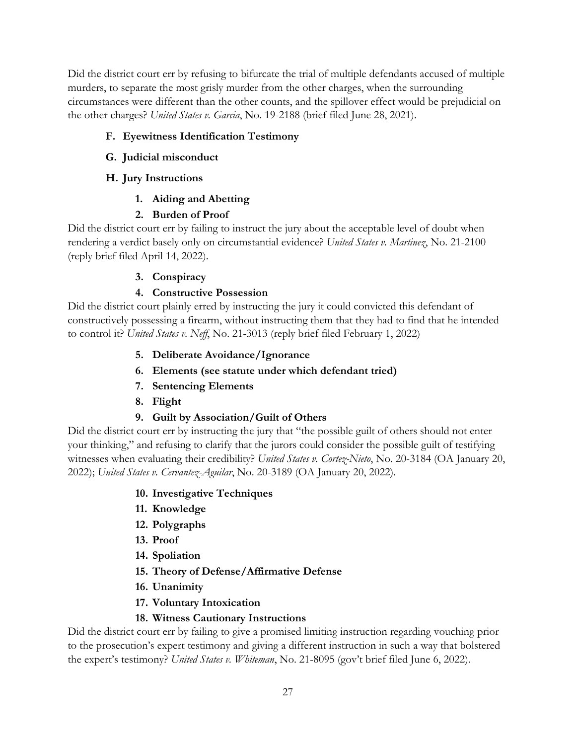Did the district court err by refusing to bifurcate the trial of multiple defendants accused of multiple murders, to separate the most grisly murder from the other charges, when the surrounding circumstances were different than the other counts, and the spillover effect would be prejudicial on the other charges? *United States v. Garcia*, No. 19-2188 (brief filed June 28, 2021).

### F. Eyewitness Identification Testimony

### G. Judicial misconduct

### H. Jury Instructions

#### 1. Aiding and Abetting

#### 2. Burden of Proof

Did the district court err by failing to instruct the jury about the acceptable level of doubt when rendering a verdict basely only on circumstantial evidence? *United States v. Martinez*, No. 21-2100 (reply brief filed April 14, 2022).

#### 3. Conspiracy

#### 4. Constructive Possession

Did the district court plainly erred by instructing the jury it could convicted this defendant of constructively possessing a firearm, without instructing them that they had to find that he intended to control it? *United States v. Neff*, No. 21-3013 (reply brief filed February 1, 2022)

#### 5. Deliberate Avoidance/Ignorance

#### 6. Elements (see statute under which defendant tried)

#### 7. Sentencing Elements

#### 8. Flight

#### 9. Guilt by Association/Guilt of Others

Did the district court err by instructing the jury that "the possible guilt of others should not enter your thinking," and refusing to clarify that the jurors could consider the possible guilt of testifying witnesses when evaluating their credibility? *United States v. Cortez-Nieto*, No. 20-3184 (OA January 20, 2022); *United States v. Cervantez-Aguilar*, No. 20-3189 (OA January 20, 2022).

#### 10. Investigative Techniques

#### 11. Knowledge

#### 12. Polygraphs

#### 13. Proof

#### 14. Spoliation

#### 15. Theory of Defense/Affirmative Defense

#### 16. Unanimity

#### 17. Voluntary Intoxication

#### 18. Witness Cautionary Instructions

Did the district court err by failing to give a promised limiting instruction regarding vouching prior to the prosecution's expert testimony and giving a different instruction in such a way that bolstered the expert's testimony? *United States v. Whiteman*, No. 21-8095 (gov't brief filed June 6, 2022).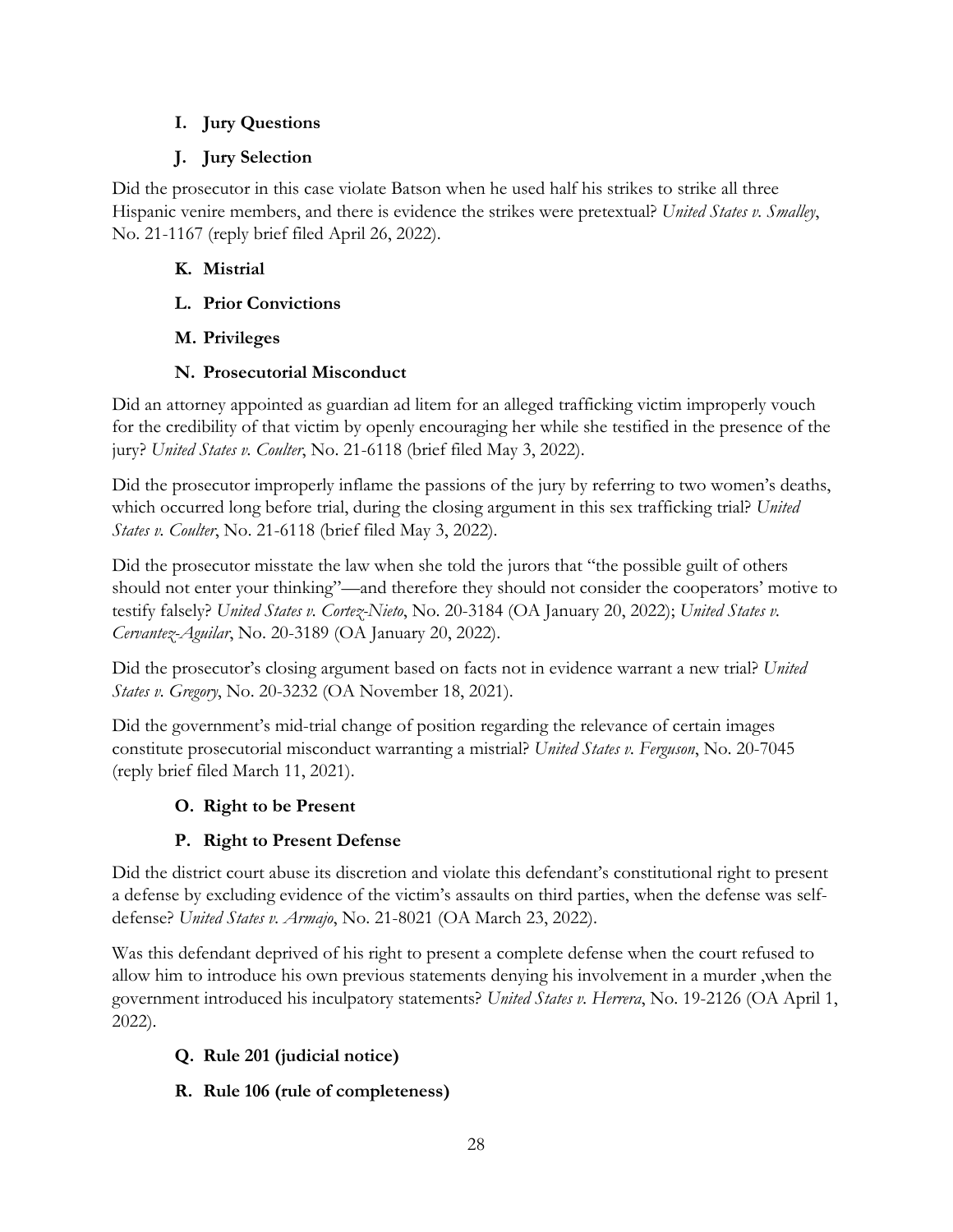### I. Jury Questions

### J. Jury Selection

Did the prosecutor in this case violate Batson when he used half his strikes to strike all three Hispanic venire members, and there is evidence the strikes were pretextual? *United States v. Smalley*, No. 21-1167 (reply brief filed April 26, 2022).

### K. Mistrial

### L. Prior Convictions

### M. Privileges

### N. Prosecutorial Misconduct

Did an attorney appointed as guardian ad litem for an alleged trafficking victim improperly vouch for the credibility of that victim by openly encouraging her while she testified in the presence of the jury? *United States v. Coulter*, No. 21-6118 (brief filed May 3, 2022).

Did the prosecutor improperly inflame the passions of the jury by referring to two women's deaths, which occurred long before trial, during the closing argument in this sex trafficking trial? *United States v. Coulter*, No. 21-6118 (brief filed May 3, 2022).

Did the prosecutor misstate the law when she told the jurors that "the possible guilt of others should not enter your thinking"—and therefore they should not consider the cooperators' motive to testify falsely? *United States v. Cortez-Nieto*, No. 20-3184 (OA January 20, 2022); *United States v. Cervantez-Aguilar*, No. 20-3189 (OA January 20, 2022).

Did the prosecutor's closing argument based on facts not in evidence warrant a new trial? *United States v. Gregory*, No. 20-3232 (OA November 18, 2021).

Did the government's mid-trial change of position regarding the relevance of certain images constitute prosecutorial misconduct warranting a mistrial? *United States v. Ferguson*, No. 20-7045 (reply brief filed March 11, 2021).

### O. Right to be Present

### P. Right to Present Defense

Did the district court abuse its discretion and violate this defendant's constitutional right to present a defense by excluding evidence of the victim's assaults on third parties, when the defense was self-defense? *United States v. Armajo*, No. 21-8021 (OA March 23, 2022).

Was this defendant deprived of his right to present a complete defense when the court refused to allow him to introduce his own previous statements denying his involvement in a murder ,when the government introduced his inculpatory statements? *United States v. Herrera*, No. 19-2126 (OA April 1, 2022).

### Q. Rule 201 (judicial notice)

### R. Rule 106 (rule of completeness)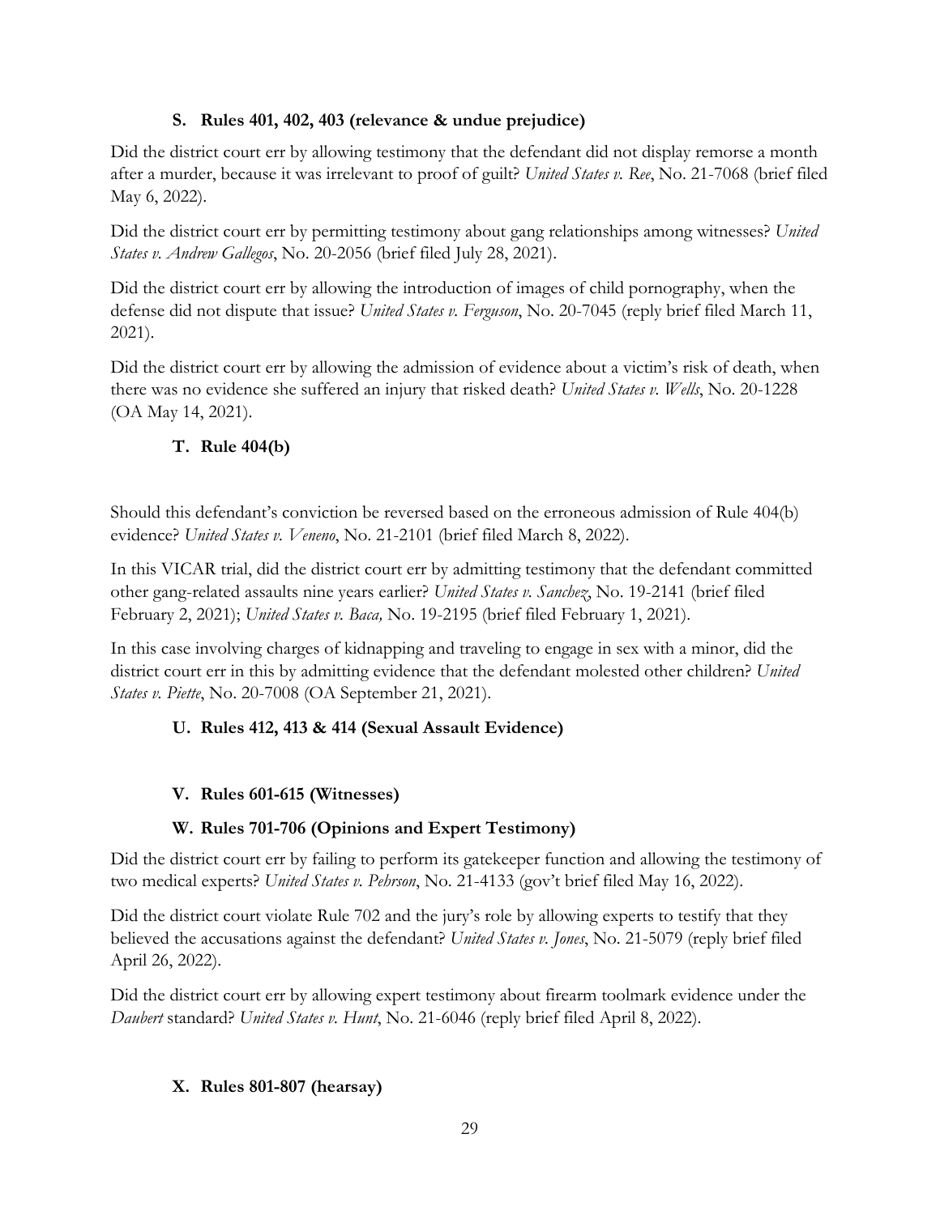### S. Rules 401, 402, 403 (relevance & undue prejudice)

Did the district court err by allowing testimony that the defendant did not display remorse a month after a murder, because it was irrelevant to proof of guilt? *United States v. Ree*, No. 21-7068 (brief filed May 6, 2022).

Did the district court err by permitting testimony about gang relationships among witnesses? *United States v. Andrew Gallegos*, No. 20-2056 (brief filed July 28, 2021).

Did the district court err by allowing the introduction of images of child pornography, when the defense did not dispute that issue? *United States v. Ferguson*, No. 20-7045 (reply brief filed March 11, 2021).

Did the district court err by allowing the admission of evidence about a victim's risk of death, when there was no evidence she suffered an injury that risked death? *United States v. Wells*, No. 20-1228 (OA May 14, 2021).

### T. Rule 404(b)

Should this defendant's conviction be reversed based on the erroneous admission of Rule 404(b) evidence? *United States v. Veneno*, No. 21-2101 (brief filed March 8, 2022).

In this VICAR trial, did the district court err by admitting testimony that the defendant committed other gang-related assaults nine years earlier? *United States v. Sanchez*, No. 19-2141 (brief filed February 2, 2021); *United States v. Baca,* No. 19-2195 (brief filed February 1, 2021).

In this case involving charges of kidnapping and traveling to engage in sex with a minor, did the district court err in this by admitting evidence that the defendant molested other children? *United States v. Piette*, No. 20-7008 (OA September 21, 2021).

### U. Rules 412, 413 & 414 (Sexual Assault Evidence)

### V. Rules 601-615 (Witnesses)

### W. Rules 701-706 (Opinions and Expert Testimony)

Did the district court err by failing to perform its gatekeeper function and allowing the testimony of two medical experts? *United States v. Pehrson*, No. 21-4133 (gov't brief filed May 16, 2022).

Did the district court violate Rule 702 and the jury's role by allowing experts to testify that they believed the accusations against the defendant? *United States v. Jones*, No. 21-5079 (reply brief filed April 26, 2022).

Did the district court err by allowing expert testimony about firearm toolmark evidence under the *Daubert* standard? *United States v. Hunt*, No. 21-6046 (reply brief filed April 8, 2022).

### X. Rules 801-807 (hearsay)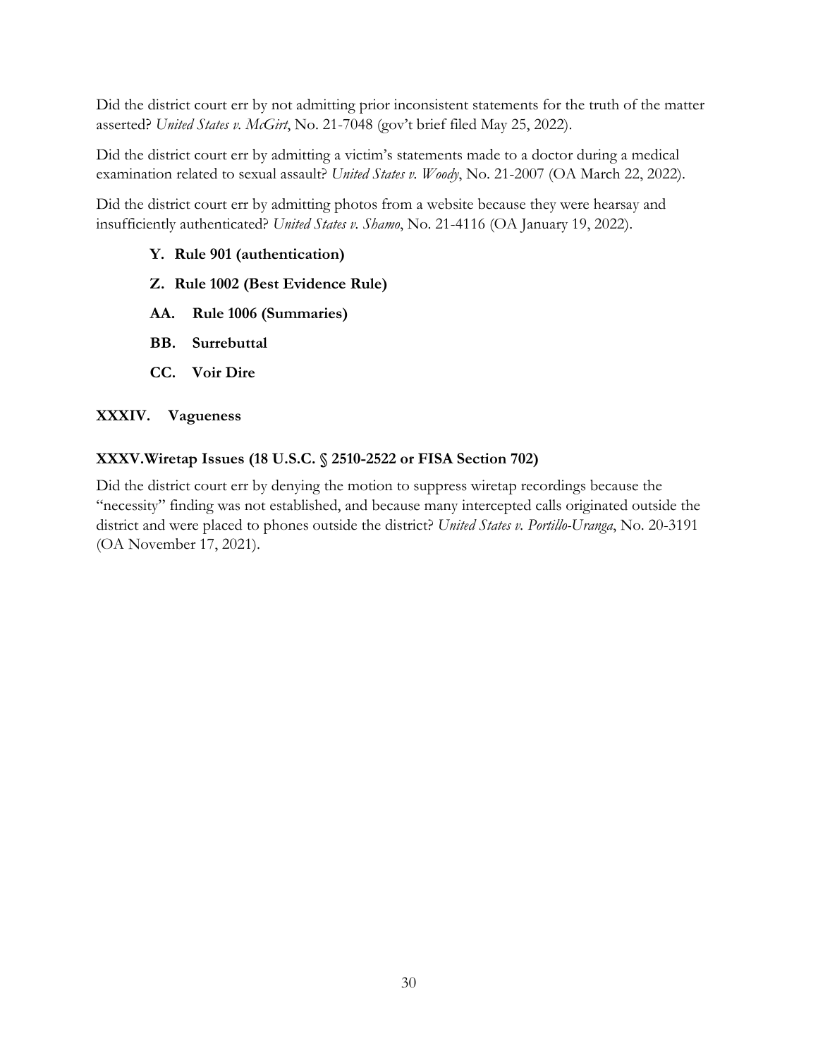Did the district court err by not admitting prior inconsistent statements for the truth of the matter asserted? *United States v. McGirt*, No. 21-7048 (gov't brief filed May 25, 2022).

Did the district court err by admitting a victim's statements made to a doctor during a medical examination related to sexual assault? *United States v. Woody*, No. 21-2007 (OA March 22, 2022).

Did the district court err by admitting photos from a website because they were hearsay and insufficiently authenticated? *United States v. Shamo*, No. 21-4116 (OA January 19, 2022).

### Y. Rule 901 (authentication)

### Z. Rule 1002 (Best Evidence Rule)

### AA. Rule 1006 (Summaries)

### BB. Surrebuttal

### CC. Voir Dire

## XXXIV. Vagueness

## XXXV. Wiretap Issues (18 U.S.C. § 2510-2522 or FISA Section 702)

Did the district court err by denying the motion to suppress wiretap recordings because the "necessity" finding was not established, and because many intercepted calls originated outside the district and were placed to phones outside the district? *United States v. Portillo-Uranga*, No. 20-3191 (OA November 17, 2021).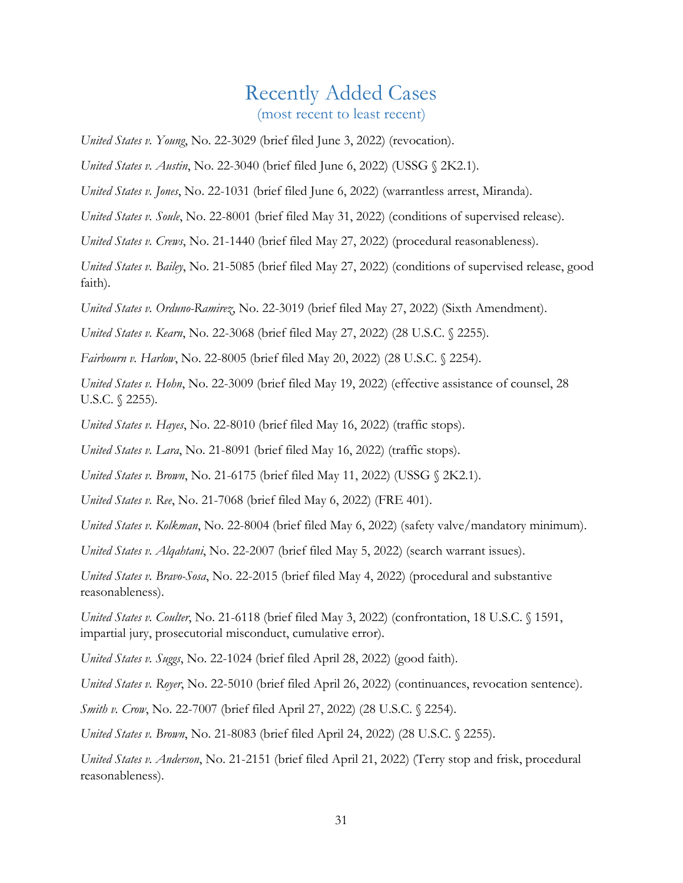# Recently Added Cases

(most recent to least recent)

*United States v. Young*, No. 22-3029 (brief filed June 3, 2022) (revocation).

*United States v. Austin*, No. 22-3040 (brief filed June 6, 2022) (USSG § 2K2.1).

*United States v. Jones*, No. 22-1031 (brief filed June 6, 2022) (warrantless arrest, Miranda).

*United States v. Soule*, No. 22-8001 (brief filed May 31, 2022) (conditions of supervised release).

*United States v. Crews*, No. 21-1440 (brief filed May 27, 2022) (procedural reasonableness).

*United States v. Bailey*, No. 21-5085 (brief filed May 27, 2022) (conditions of supervised release, good faith).

*United States v. Orduno-Ramirez*, No. 22-3019 (brief filed May 27, 2022) (Sixth Amendment).

*United States v. Kearn*, No. 22-3068 (brief filed May 27, 2022) (28 U.S.C. § 2255).

*Fairbourn v. Harlow*, No. 22-8005 (brief filed May 20, 2022) (28 U.S.C. § 2254).

*United States v. Hohn*, No. 22-3009 (brief filed May 19, 2022) (effective assistance of counsel, 28 U.S.C. § 2255).

*United States v. Hayes*, No. 22-8010 (brief filed May 16, 2022) (traffic stops).

*United States v. Lara*, No. 21-8091 (brief filed May 16, 2022) (traffic stops).

*United States v. Brown*, No. 21-6175 (brief filed May 11, 2022) (USSG § 2K2.1).

*United States v. Ree*, No. 21-7068 (brief filed May 6, 2022) (FRE 401).

*United States v. Kolkman*, No. 22-8004 (brief filed May 6, 2022) (safety valve/mandatory minimum).

*United States v. Alqahtani*, No. 22-2007 (brief filed May 5, 2022) (search warrant issues).

*United States v. Bravo-Sosa*, No. 22-2015 (brief filed May 4, 2022) (procedural and substantive reasonableness).

*United States v. Coulter*, No. 21-6118 (brief filed May 3, 2022) (confrontation, 18 U.S.C. § 1591, impartial jury, prosecutorial misconduct, cumulative error).

*United States v. Suggs*, No. 22-1024 (brief filed April 28, 2022) (good faith).

*United States v. Royer*, No. 22-5010 (brief filed April 26, 2022) (continuances, revocation sentence).

*Smith v. Crow*, No. 22-7007 (brief filed April 27, 2022) (28 U.S.C. § 2254).

*United States v. Brown*, No. 21-8083 (brief filed April 24, 2022) (28 U.S.C. § 2255).

*United States v. Anderson*, No. 21-2151 (brief filed April 21, 2022) (Terry stop and frisk, procedural reasonableness).